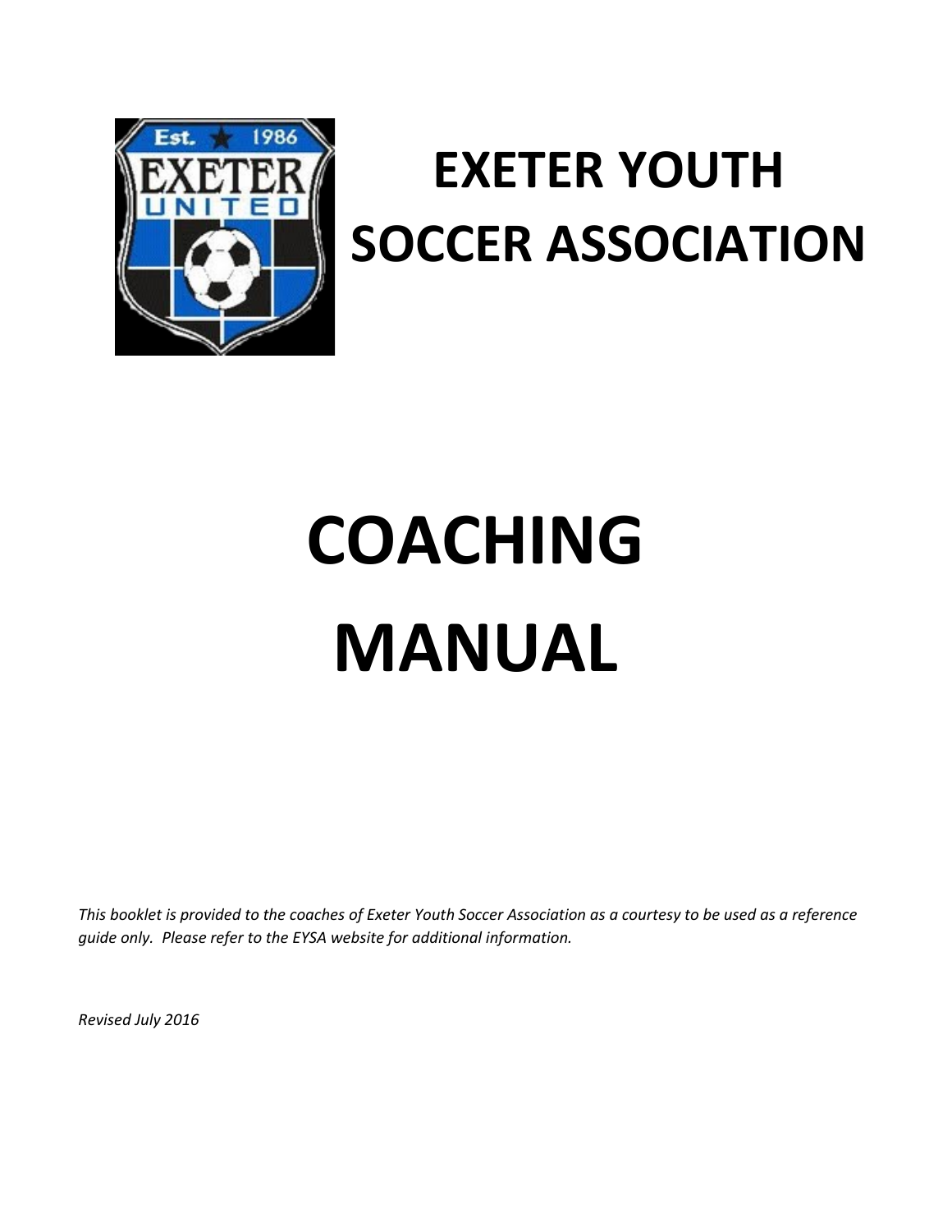# EXETER YOUTH SOCCER ASSOCIATION

# COACHING MANUAL

*This booklet is provided to the coaches of Exeter Youth Soccer Association as a courtesy to be used as a reference guide only. Please refer to the EYSA website for additional information.*

*Revised July 2016*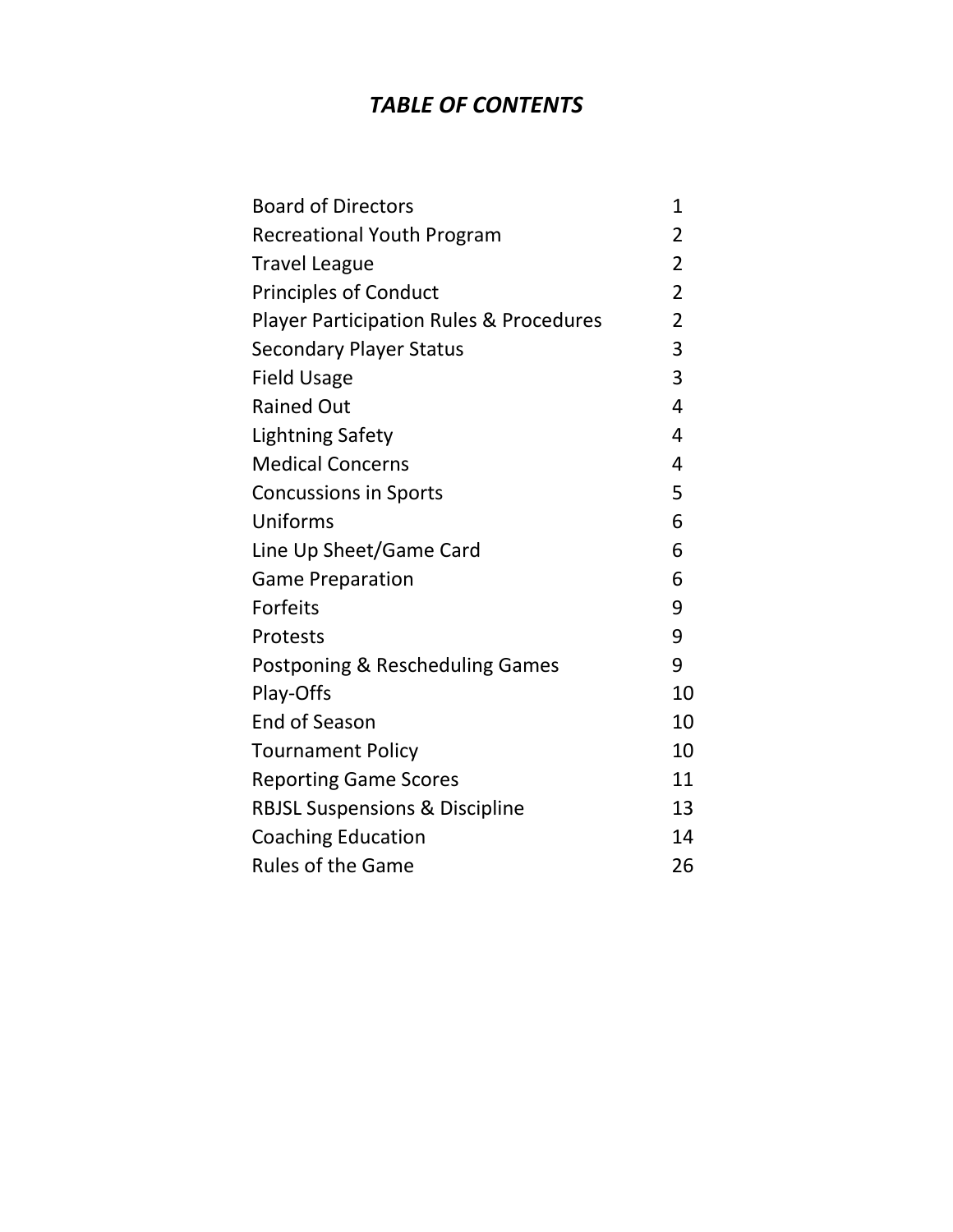# *TABLE OF CONTENTS*

| | |
|---|---|
| Board of Directors | 1 |
| Recreational Youth Program | 2 |
| Travel League | 2 |
| Principles of Conduct | 2 |
| Player Participation Rules & Procedures | 2 |
| Secondary Player Status | 3 |
| Field Usage | 3 |
| Rained Out | 4 |
| Lightning Safety | 4 |
| Medical Concerns | 4 |
| Concussions in Sports | 5 |
| Uniforms | 6 |
| Line Up Sheet/Game Card | 6 |
| Game Preparation | 6 |
| Forfeits | 9 |
| Protests | 9 |
| Postponing & Rescheduling Games | 9 |
| Play-Offs | 10 |
| End of Season | 10 |
| Tournament Policy | 10 |
| Reporting Game Scores | 11 |
| RBJSL Suspensions & Discipline | 13 |
| Coaching Education | 14 |
| Rules of the Game | 26 |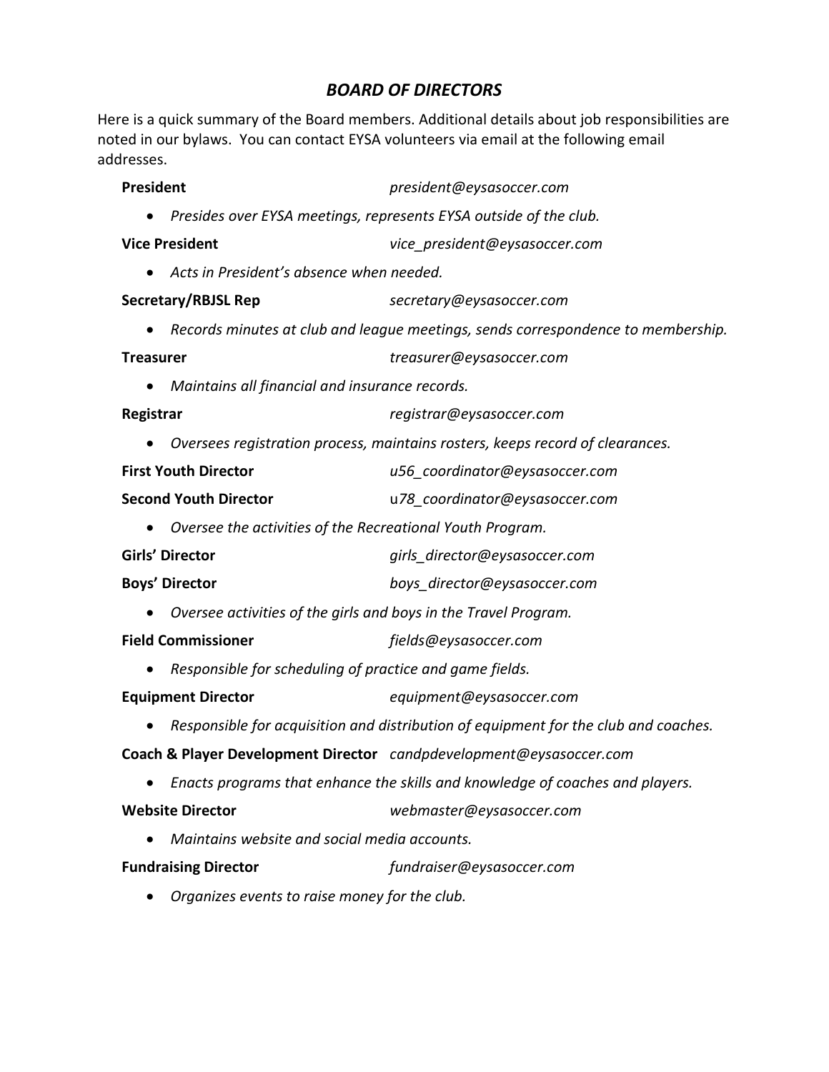## *BOARD OF DIRECTORS*

Here is a quick summary of the Board members. Additional details about job responsibilities are noted in our bylaws. You can contact EYSA volunteers via email at the following email addresses.

**President** *president@eysasoccer.com*

- *Presides over EYSA meetings, represents EYSA outside of the club.*

**Vice President** *vice_president@eysasoccer.com*

- *Acts in President's absence when needed.*

**Secretary/RBJSL Rep** *secretary@eysasoccer.com*

- *Records minutes at club and league meetings, sends correspondence to membership.*

**Treasurer** *treasurer@eysasoccer.com*

- *Maintains all financial and insurance records.*

**Registrar** *registrar@eysasoccer.com*

- *Oversees registration process, maintains rosters, keeps record of clearances.*

**First Youth Director** *u56_coordinator@eysasoccer.com*

**Second Youth Director** u*78_coordinator@eysasoccer.com*

- *Oversee the activities of the Recreational Youth Program.*

**Girls' Director** *girls_director@eysasoccer.com*

**Boys' Director** *boys_director@eysasoccer.com*

- *Oversee activities of the girls and boys in the Travel Program.*

**Field Commissioner** *fields@eysasoccer.com*

- *Responsible for scheduling of practice and game fields.*

**Equipment Director** *equipment@eysasoccer.com*

- *Responsible for acquisition and distribution of equipment for the club and coaches.*

**Coach & Player Development Director** *candpdevelopment@eysasoccer.com*

- *Enacts programs that enhance the skills and knowledge of coaches and players.*

**Website Director** *webmaster@eysasoccer.com*

- *Maintains website and social media accounts.*

**Fundraising Director** *fundraiser@eysasoccer.com*

- *Organizes events to raise money for the club.*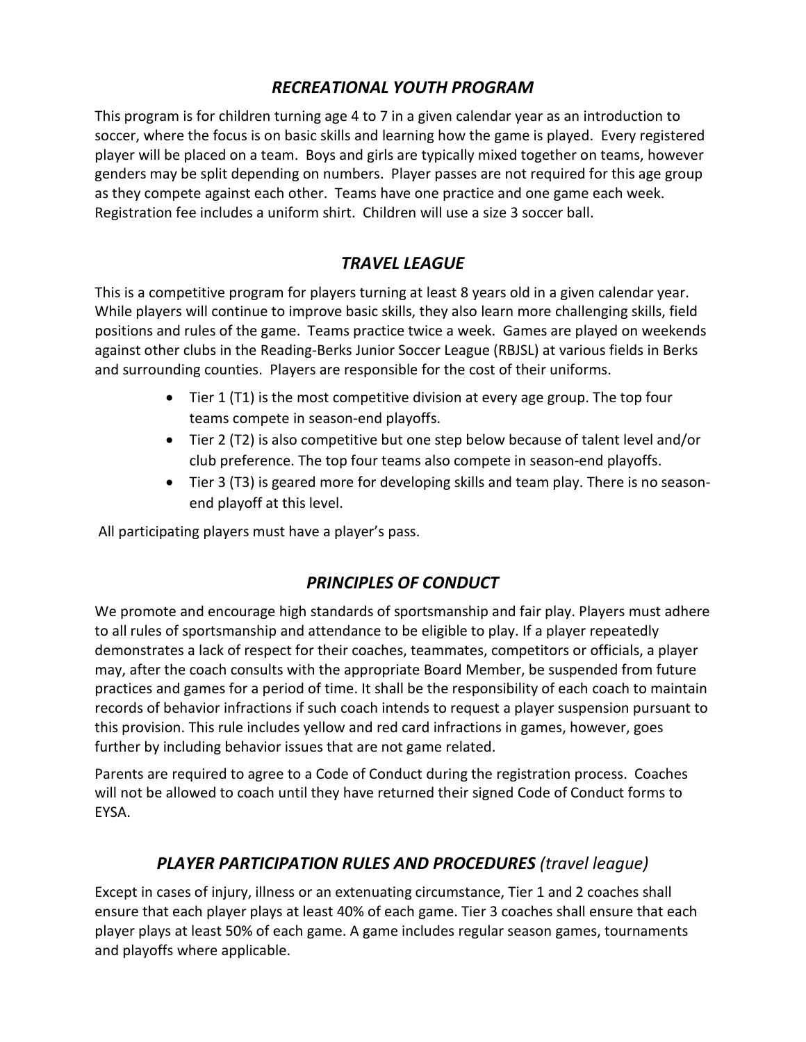## *RECREATIONAL YOUTH PROGRAM*

This program is for children turning age 4 to 7 in a given calendar year as an introduction to soccer, where the focus is on basic skills and learning how the game is played. Every registered player will be placed on a team. Boys and girls are typically mixed together on teams, however genders may be split depending on numbers. Player passes are not required for this age group as they compete against each other. Teams have one practice and one game each week. Registration fee includes a uniform shirt. Children will use a size 3 soccer ball.

## *TRAVEL LEAGUE*

This is a competitive program for players turning at least 8 years old in a given calendar year. While players will continue to improve basic skills, they also learn more challenging skills, field positions and rules of the game. Teams practice twice a week. Games are played on weekends against other clubs in the Reading-Berks Junior Soccer League (RBJSL) at various fields in Berks and surrounding counties. Players are responsible for the cost of their uniforms.

- Tier 1 (T1) is the most competitive division at every age group. The top four teams compete in season-end playoffs.
- Tier 2 (T2) is also competitive but one step below because of talent level and/or club preference. The top four teams also compete in season-end playoffs.
- Tier 3 (T3) is geared more for developing skills and team play. There is no season-end playoff at this level.

All participating players must have a player's pass.

## *PRINCIPLES OF CONDUCT*

We promote and encourage high standards of sportsmanship and fair play. Players must adhere to all rules of sportsmanship and attendance to be eligible to play. If a player repeatedly demonstrates a lack of respect for their coaches, teammates, competitors or officials, a player may, after the coach consults with the appropriate Board Member, be suspended from future practices and games for a period of time. It shall be the responsibility of each coach to maintain records of behavior infractions if such coach intends to request a player suspension pursuant to this provision. This rule includes yellow and red card infractions in games, however, goes further by including behavior issues that are not game related.

Parents are required to agree to a Code of Conduct during the registration process. Coaches will not be allowed to coach until they have returned their signed Code of Conduct forms to EYSA.

## *PLAYER PARTICIPATION RULES AND PROCEDURES (travel league)*

Except in cases of injury, illness or an extenuating circumstance, Tier 1 and 2 coaches shall ensure that each player plays at least 40% of each game. Tier 3 coaches shall ensure that each player plays at least 50% of each game. A game includes regular season games, tournaments and playoffs where applicable.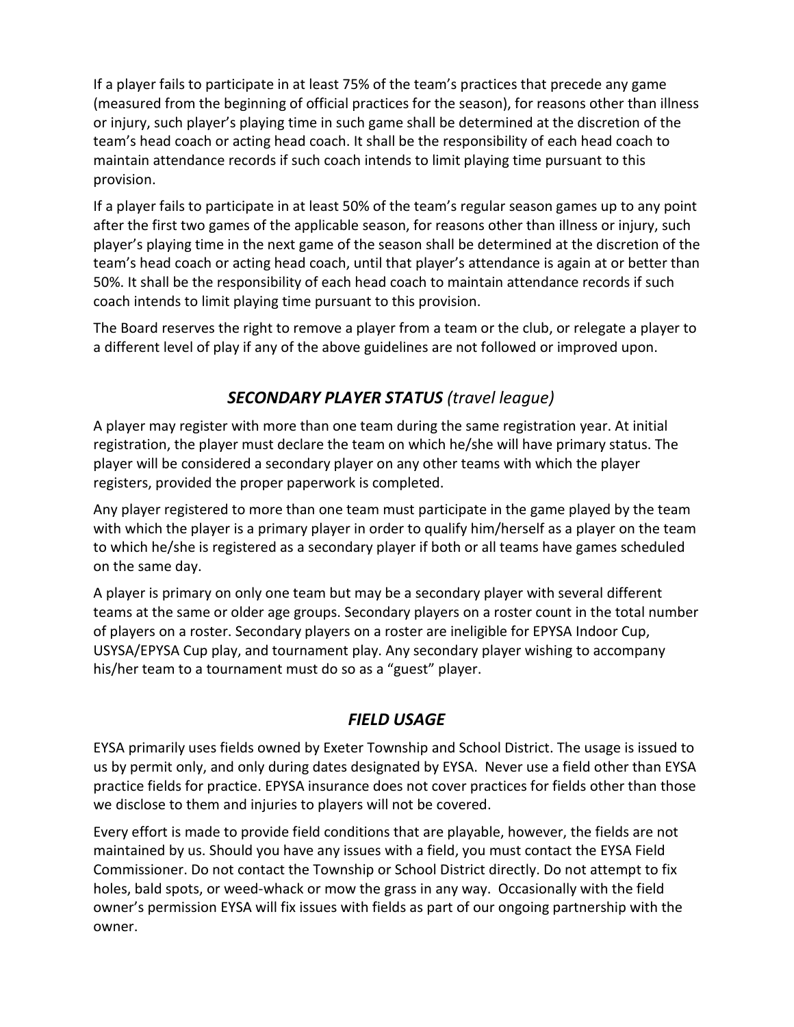If a player fails to participate in at least 75% of the team's practices that precede any game (measured from the beginning of official practices for the season), for reasons other than illness or injury, such player's playing time in such game shall be determined at the discretion of the team's head coach or acting head coach. It shall be the responsibility of each head coach to maintain attendance records if such coach intends to limit playing time pursuant to this provision.

If a player fails to participate in at least 50% of the team's regular season games up to any point after the first two games of the applicable season, for reasons other than illness or injury, such player's playing time in the next game of the season shall be determined at the discretion of the team's head coach or acting head coach, until that player's attendance is again at or better than 50%. It shall be the responsibility of each head coach to maintain attendance records if such coach intends to limit playing time pursuant to this provision.

The Board reserves the right to remove a player from a team or the club, or relegate a player to a different level of play if any of the above guidelines are not followed or improved upon.

## ***SECONDARY PLAYER STATUS** (travel league)*

A player may register with more than one team during the same registration year. At initial registration, the player must declare the team on which he/she will have primary status. The player will be considered a secondary player on any other teams with which the player registers, provided the proper paperwork is completed.

Any player registered to more than one team must participate in the game played by the team with which the player is a primary player in order to qualify him/herself as a player on the team to which he/she is registered as a secondary player if both or all teams have games scheduled on the same day.

A player is primary on only one team but may be a secondary player with several different teams at the same or older age groups. Secondary players on a roster count in the total number of players on a roster. Secondary players on a roster are ineligible for EPYSA Indoor Cup, USYSA/EPYSA Cup play, and tournament play. Any secondary player wishing to accompany his/her team to a tournament must do so as a "guest" player.

## ***FIELD USAGE***

EYSA primarily uses fields owned by Exeter Township and School District. The usage is issued to us by permit only, and only during dates designated by EYSA. Never use a field other than EYSA practice fields for practice. EPYSA insurance does not cover practices for fields other than those we disclose to them and injuries to players will not be covered.

Every effort is made to provide field conditions that are playable, however, the fields are not maintained by us. Should you have any issues with a field, you must contact the EYSA Field Commissioner. Do not contact the Township or School District directly. Do not attempt to fix holes, bald spots, or weed-whack or mow the grass in any way. Occasionally with the field owner's permission EYSA will fix issues with fields as part of our ongoing partnership with the owner.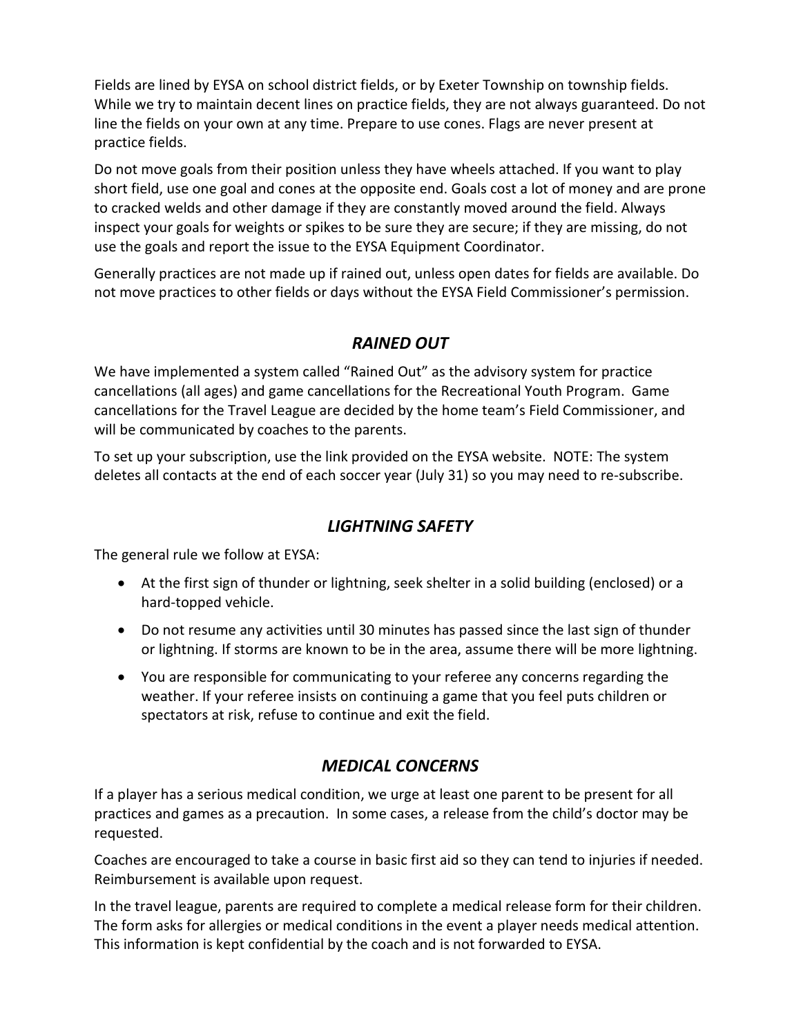Fields are lined by EYSA on school district fields, or by Exeter Township on township fields. While we try to maintain decent lines on practice fields, they are not always guaranteed. Do not line the fields on your own at any time. Prepare to use cones. Flags are never present at practice fields.

Do not move goals from their position unless they have wheels attached. If you want to play short field, use one goal and cones at the opposite end. Goals cost a lot of money and are prone to cracked welds and other damage if they are constantly moved around the field. Always inspect your goals for weights or spikes to be sure they are secure; if they are missing, do not use the goals and report the issue to the EYSA Equipment Coordinator.

Generally practices are not made up if rained out, unless open dates for fields are available. Do not move practices to other fields or days without the EYSA Field Commissioner's permission.

## *RAINED OUT*

We have implemented a system called "Rained Out" as the advisory system for practice cancellations (all ages) and game cancellations for the Recreational Youth Program. Game cancellations for the Travel League are decided by the home team's Field Commissioner, and will be communicated by coaches to the parents.

To set up your subscription, use the link provided on the EYSA website. NOTE: The system deletes all contacts at the end of each soccer year (July 31) so you may need to re-subscribe.

## *LIGHTNING SAFETY*

The general rule we follow at EYSA:

- At the first sign of thunder or lightning, seek shelter in a solid building (enclosed) or a hard-topped vehicle.
- Do not resume any activities until 30 minutes has passed since the last sign of thunder or lightning. If storms are known to be in the area, assume there will be more lightning.
- You are responsible for communicating to your referee any concerns regarding the weather. If your referee insists on continuing a game that you feel puts children or spectators at risk, refuse to continue and exit the field.

## *MEDICAL CONCERNS*

If a player has a serious medical condition, we urge at least one parent to be present for all practices and games as a precaution. In some cases, a release from the child's doctor may be requested.

Coaches are encouraged to take a course in basic first aid so they can tend to injuries if needed. Reimbursement is available upon request.

In the travel league, parents are required to complete a medical release form for their children. The form asks for allergies or medical conditions in the event a player needs medical attention. This information is kept confidential by the coach and is not forwarded to EYSA.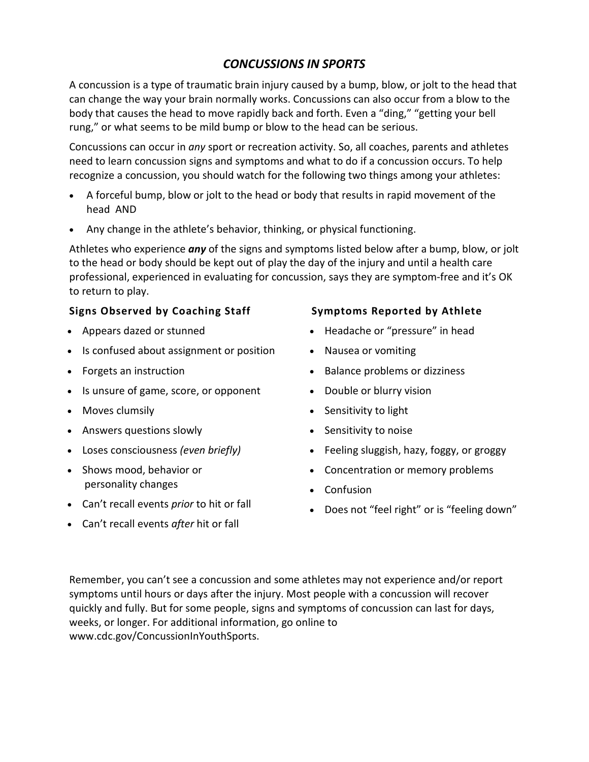# *CONCUSSIONS IN SPORTS*

A concussion is a type of traumatic brain injury caused by a bump, blow, or jolt to the head that can change the way your brain normally works. Concussions can also occur from a blow to the body that causes the head to move rapidly back and forth. Even a "ding," "getting your bell rung," or what seems to be mild bump or blow to the head can be serious.

Concussions can occur in *any* sport or recreation activity. So, all coaches, parents and athletes need to learn concussion signs and symptoms and what to do if a concussion occurs. To help recognize a concussion, you should watch for the following two things among your athletes:

- A forceful bump, blow or jolt to the head or body that results in rapid movement of the head AND
- Any change in the athlete's behavior, thinking, or physical functioning.

Athletes who experience ***any*** of the signs and symptoms listed below after a bump, blow, or jolt to the head or body should be kept out of play the day of the injury and until a health care professional, experienced in evaluating for concussion, says they are symptom-free and it's OK to return to play.

**Signs Observed by Coaching Staff**

- Appears dazed or stunned
- Is confused about assignment or position
- Forgets an instruction
- Is unsure of game, score, or opponent
- Moves clumsily
- Answers questions slowly
- Loses consciousness *(even briefly)*
- Shows mood, behavior or personality changes
- Can't recall events *prior* to hit or fall
- Can't recall events *after* hit or fall

**Symptoms Reported by Athlete**

- Headache or "pressure" in head
- Nausea or vomiting
- Balance problems or dizziness
- Double or blurry vision
- Sensitivity to light
- Sensitivity to noise
- Feeling sluggish, hazy, foggy, or groggy
- Concentration or memory problems
- Confusion
- Does not "feel right" or is "feeling down"

Remember, you can't see a concussion and some athletes may not experience and/or report symptoms until hours or days after the injury. Most people with a concussion will recover quickly and fully. But for some people, signs and symptoms of concussion can last for days, weeks, or longer. For additional information, go online to www.cdc.gov/ConcussionInYouthSports.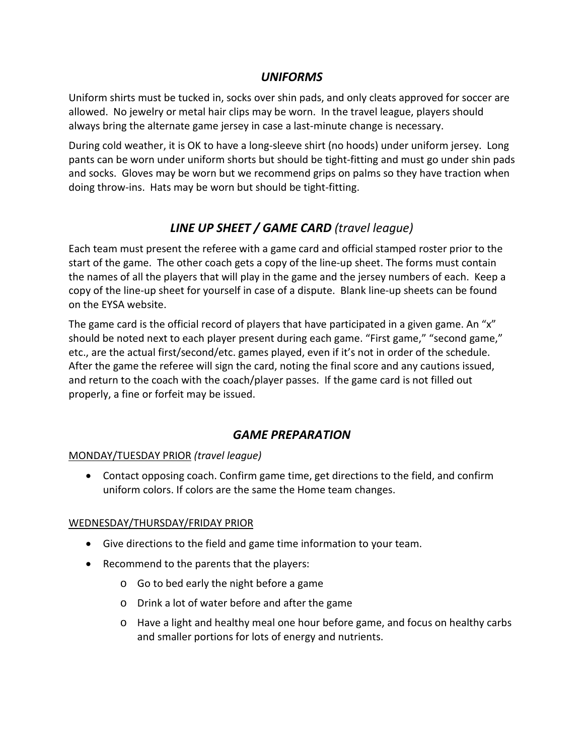## *UNIFORMS*

Uniform shirts must be tucked in, socks over shin pads, and only cleats approved for soccer are allowed. No jewelry or metal hair clips may be worn. In the travel league, players should always bring the alternate game jersey in case a last-minute change is necessary.

During cold weather, it is OK to have a long-sleeve shirt (no hoods) under uniform jersey. Long pants can be worn under uniform shorts but should be tight-fitting and must go under shin pads and socks. Gloves may be worn but we recommend grips on palms so they have traction when doing throw-ins. Hats may be worn but should be tight-fitting.

## *LINE UP SHEET / GAME CARD (travel league)*

Each team must present the referee with a game card and official stamped roster prior to the start of the game. The other coach gets a copy of the line-up sheet. The forms must contain the names of all the players that will play in the game and the jersey numbers of each. Keep a copy of the line-up sheet for yourself in case of a dispute. Blank line-up sheets can be found on the EYSA website.

The game card is the official record of players that have participated in a given game. An "x" should be noted next to each player present during each game. "First game," "second game," etc., are the actual first/second/etc. games played, even if it's not in order of the schedule. After the game the referee will sign the card, noting the final score and any cautions issued, and return to the coach with the coach/player passes. If the game card is not filled out properly, a fine or forfeit may be issued.

## *GAME PREPARATION*

MONDAY/TUESDAY PRIOR *(travel league)*

- Contact opposing coach. Confirm game time, get directions to the field, and confirm uniform colors. If colors are the same the Home team changes.

WEDNESDAY/THURSDAY/FRIDAY PRIOR

- Give directions to the field and game time information to your team.
- Recommend to the parents that the players:
  - Go to bed early the night before a game
  - Drink a lot of water before and after the game
  - Have a light and healthy meal one hour before game, and focus on healthy carbs and smaller portions for lots of energy and nutrients.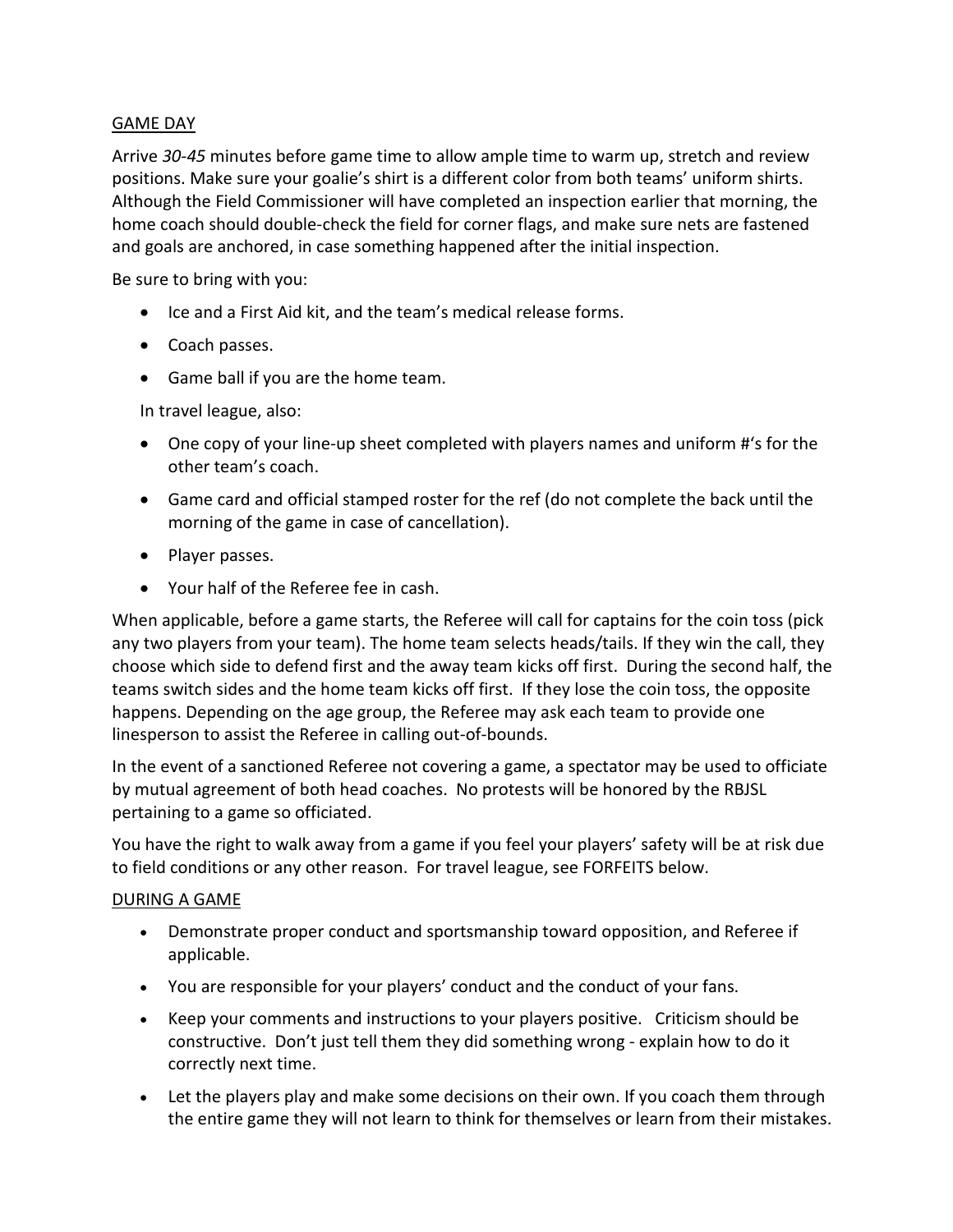## GAME DAY

Arrive *30-45* minutes before game time to allow ample time to warm up, stretch and review positions. Make sure your goalie's shirt is a different color from both teams' uniform shirts. Although the Field Commissioner will have completed an inspection earlier that morning, the home coach should double-check the field for corner flags, and make sure nets are fastened and goals are anchored, in case something happened after the initial inspection.

Be sure to bring with you:

- Ice and a First Aid kit, and the team's medical release forms.
- Coach passes.
- Game ball if you are the home team.

In travel league, also:

- One copy of your line-up sheet completed with players names and uniform #'s for the other team's coach.
- Game card and official stamped roster for the ref (do not complete the back until the morning of the game in case of cancellation).
- Player passes.
- Your half of the Referee fee in cash.

When applicable, before a game starts, the Referee will call for captains for the coin toss (pick any two players from your team). The home team selects heads/tails. If they win the call, they choose which side to defend first and the away team kicks off first. During the second half, the teams switch sides and the home team kicks off first. If they lose the coin toss, the opposite happens. Depending on the age group, the Referee may ask each team to provide one linesperson to assist the Referee in calling out-of-bounds.

In the event of a sanctioned Referee not covering a game, a spectator may be used to officiate by mutual agreement of both head coaches. No protests will be honored by the RBJSL pertaining to a game so officiated.

You have the right to walk away from a game if you feel your players' safety will be at risk due to field conditions or any other reason. For travel league, see FORFEITS below.

## DURING A GAME

- Demonstrate proper conduct and sportsmanship toward opposition, and Referee if applicable.
- You are responsible for your players' conduct and the conduct of your fans.
- Keep your comments and instructions to your players positive. Criticism should be constructive. Don't just tell them they did something wrong - explain how to do it correctly next time.
- Let the players play and make some decisions on their own. If you coach them through the entire game they will not learn to think for themselves or learn from their mistakes.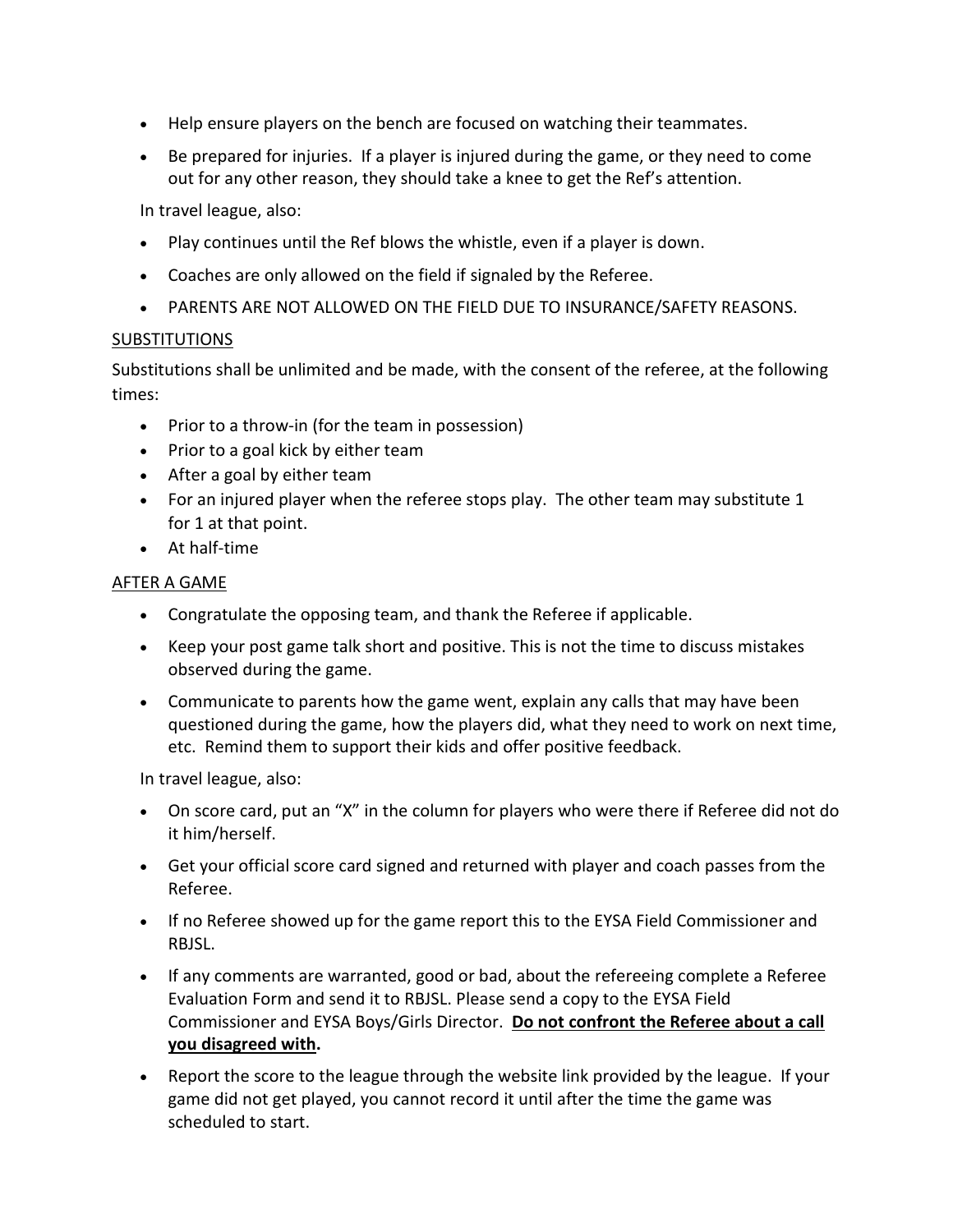- Help ensure players on the bench are focused on watching their teammates.
- Be prepared for injuries. If a player is injured during the game, or they need to come out for any other reason, they should take a knee to get the Ref's attention.

In travel league, also:

- Play continues until the Ref blows the whistle, even if a player is down.
- Coaches are only allowed on the field if signaled by the Referee.
- PARENTS ARE NOT ALLOWED ON THE FIELD DUE TO INSURANCE/SAFETY REASONS.

<u>SUBSTITUTIONS</u>

Substitutions shall be unlimited and be made, with the consent of the referee, at the following times:

- Prior to a throw-in (for the team in possession)
- Prior to a goal kick by either team
- After a goal by either team
- For an injured player when the referee stops play. The other team may substitute 1 for 1 at that point.
- At half-time

<u>AFTER A GAME</u>

- Congratulate the opposing team, and thank the Referee if applicable.
- Keep your post game talk short and positive. This is not the time to discuss mistakes observed during the game.
- Communicate to parents how the game went, explain any calls that may have been questioned during the game, how the players did, what they need to work on next time, etc. Remind them to support their kids and offer positive feedback.

In travel league, also:

- On score card, put an "X" in the column for players who were there if Referee did not do it him/herself.
- Get your official score card signed and returned with player and coach passes from the Referee.
- If no Referee showed up for the game report this to the EYSA Field Commissioner and RBJSL.
- If any comments are warranted, good or bad, about the refereeing complete a Referee Evaluation Form and send it to RBJSL. Please send a copy to the EYSA Field Commissioner and EYSA Boys/Girls Director. **<u>Do not confront the Referee about a call you disagreed with</u>.**
- Report the score to the league through the website link provided by the league. If your game did not get played, you cannot record it until after the time the game was scheduled to start.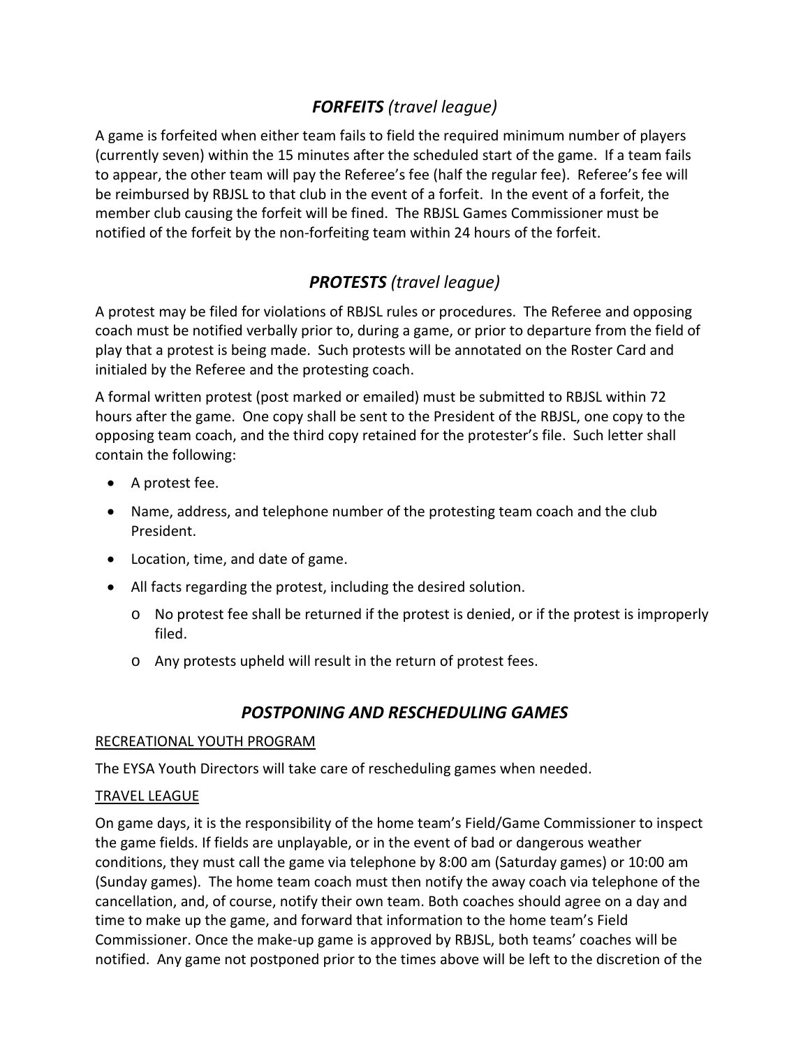## *FORFEITS (travel league)*

A game is forfeited when either team fails to field the required minimum number of players (currently seven) within the 15 minutes after the scheduled start of the game. If a team fails to appear, the other team will pay the Referee's fee (half the regular fee). Referee's fee will be reimbursed by RBJSL to that club in the event of a forfeit. In the event of a forfeit, the member club causing the forfeit will be fined. The RBJSL Games Commissioner must be notified of the forfeit by the non-forfeiting team within 24 hours of the forfeit.

## *PROTESTS (travel league)*

A protest may be filed for violations of RBJSL rules or procedures. The Referee and opposing coach must be notified verbally prior to, during a game, or prior to departure from the field of play that a protest is being made. Such protests will be annotated on the Roster Card and initialed by the Referee and the protesting coach.

A formal written protest (post marked or emailed) must be submitted to RBJSL within 72 hours after the game. One copy shall be sent to the President of the RBJSL, one copy to the opposing team coach, and the third copy retained for the protester's file. Such letter shall contain the following:

- A protest fee.
- Name, address, and telephone number of the protesting team coach and the club President.
- Location, time, and date of game.
- All facts regarding the protest, including the desired solution.
  - No protest fee shall be returned if the protest is denied, or if the protest is improperly filed.
  - Any protests upheld will result in the return of protest fees.

## *POSTPONING AND RESCHEDULING GAMES*

RECREATIONAL YOUTH PROGRAM

The EYSA Youth Directors will take care of rescheduling games when needed.

TRAVEL LEAGUE

On game days, it is the responsibility of the home team's Field/Game Commissioner to inspect the game fields. If fields are unplayable, or in the event of bad or dangerous weather conditions, they must call the game via telephone by 8:00 am (Saturday games) or 10:00 am (Sunday games). The home team coach must then notify the away coach via telephone of the cancellation, and, of course, notify their own team. Both coaches should agree on a day and time to make up the game, and forward that information to the home team's Field Commissioner. Once the make-up game is approved by RBJSL, both teams' coaches will be notified. Any game not postponed prior to the times above will be left to the discretion of the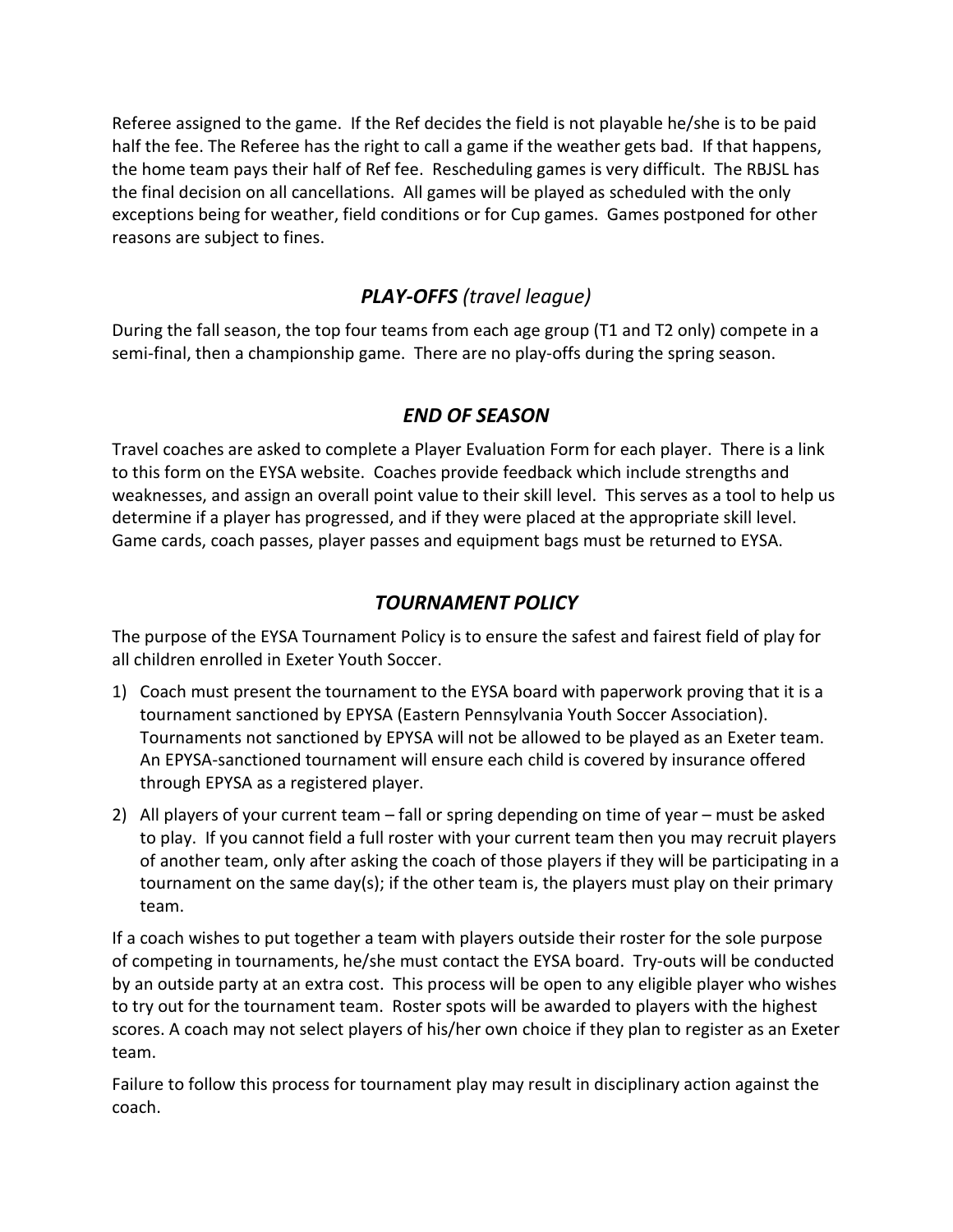Referee assigned to the game. If the Ref decides the field is not playable he/she is to be paid half the fee. The Referee has the right to call a game if the weather gets bad. If that happens, the home team pays their half of Ref fee. Rescheduling games is very difficult. The RBJSL has the final decision on all cancellations. All games will be played as scheduled with the only exceptions being for weather, field conditions or for Cup games. Games postponed for other reasons are subject to fines.

## *PLAY-OFFS (travel league)*

During the fall season, the top four teams from each age group (T1 and T2 only) compete in a semi-final, then a championship game. There are no play-offs during the spring season.

## *END OF SEASON*

Travel coaches are asked to complete a Player Evaluation Form for each player. There is a link to this form on the EYSA website. Coaches provide feedback which include strengths and weaknesses, and assign an overall point value to their skill level. This serves as a tool to help us determine if a player has progressed, and if they were placed at the appropriate skill level. Game cards, coach passes, player passes and equipment bags must be returned to EYSA.

## *TOURNAMENT POLICY*

The purpose of the EYSA Tournament Policy is to ensure the safest and fairest field of play for all children enrolled in Exeter Youth Soccer.

1) Coach must present the tournament to the EYSA board with paperwork proving that it is a tournament sanctioned by EPYSA (Eastern Pennsylvania Youth Soccer Association). Tournaments not sanctioned by EPYSA will not be allowed to be played as an Exeter team. An EPYSA-sanctioned tournament will ensure each child is covered by insurance offered through EPYSA as a registered player.
2) All players of your current team – fall or spring depending on time of year – must be asked to play. If you cannot field a full roster with your current team then you may recruit players of another team, only after asking the coach of those players if they will be participating in a tournament on the same day(s); if the other team is, the players must play on their primary team.

If a coach wishes to put together a team with players outside their roster for the sole purpose of competing in tournaments, he/she must contact the EYSA board. Try-outs will be conducted by an outside party at an extra cost. This process will be open to any eligible player who wishes to try out for the tournament team. Roster spots will be awarded to players with the highest scores. A coach may not select players of his/her own choice if they plan to register as an Exeter team.

Failure to follow this process for tournament play may result in disciplinary action against the coach.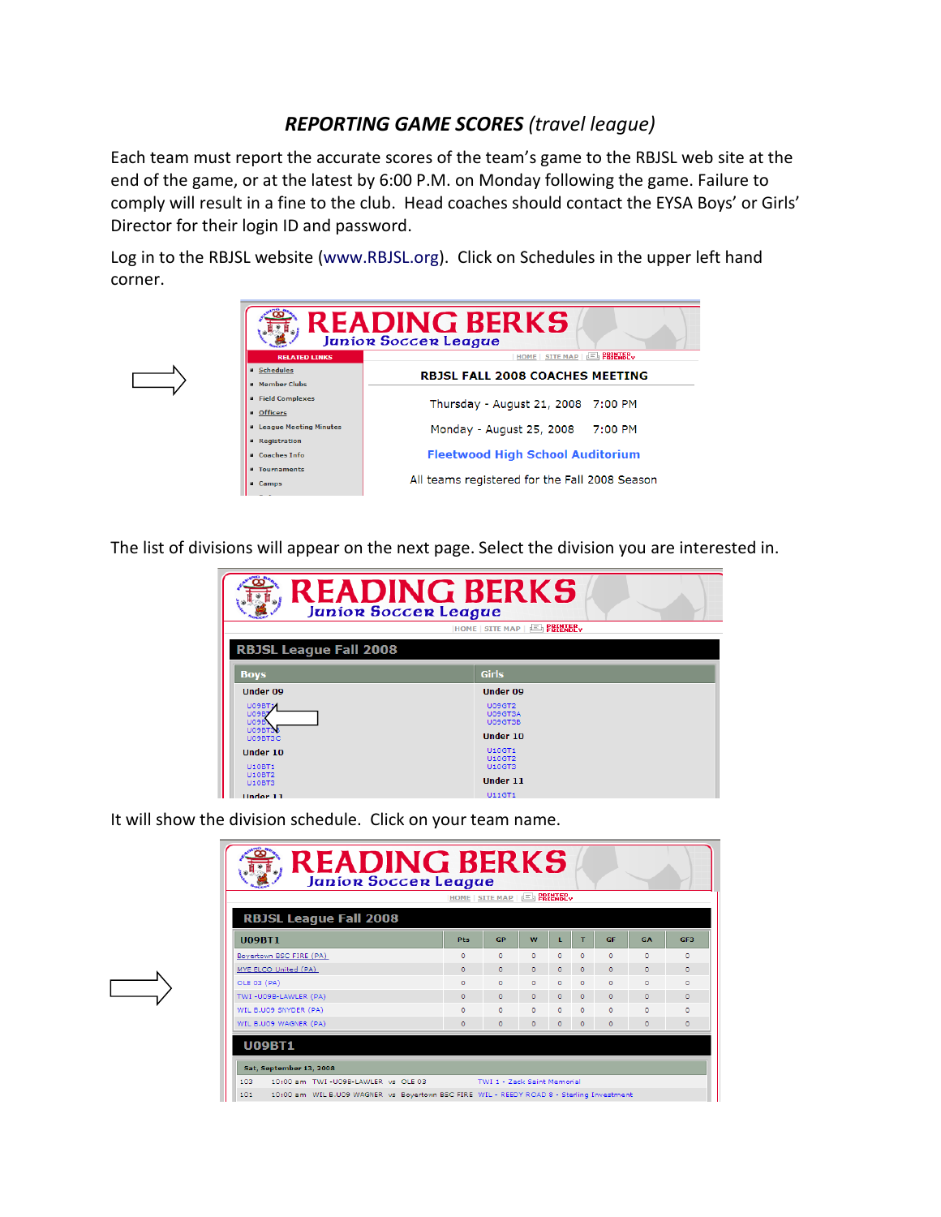# *REPORTING GAME SCORES* (travel league)

Each team must report the accurate scores of the team's game to the RBJSL web site at the end of the game, or at the latest by 6:00 P.M. on Monday following the game. Failure to comply will result in a fine to the club. Head coaches should contact the EYSA Boys' or Girls' Director for their login ID and password.

Log in to the RBJSL website (www.RBJSL.org). Click on Schedules in the upper left hand corner.

The list of divisions will appear on the next page. Select the division you are interested in.

It will show the division schedule. Click on your team name.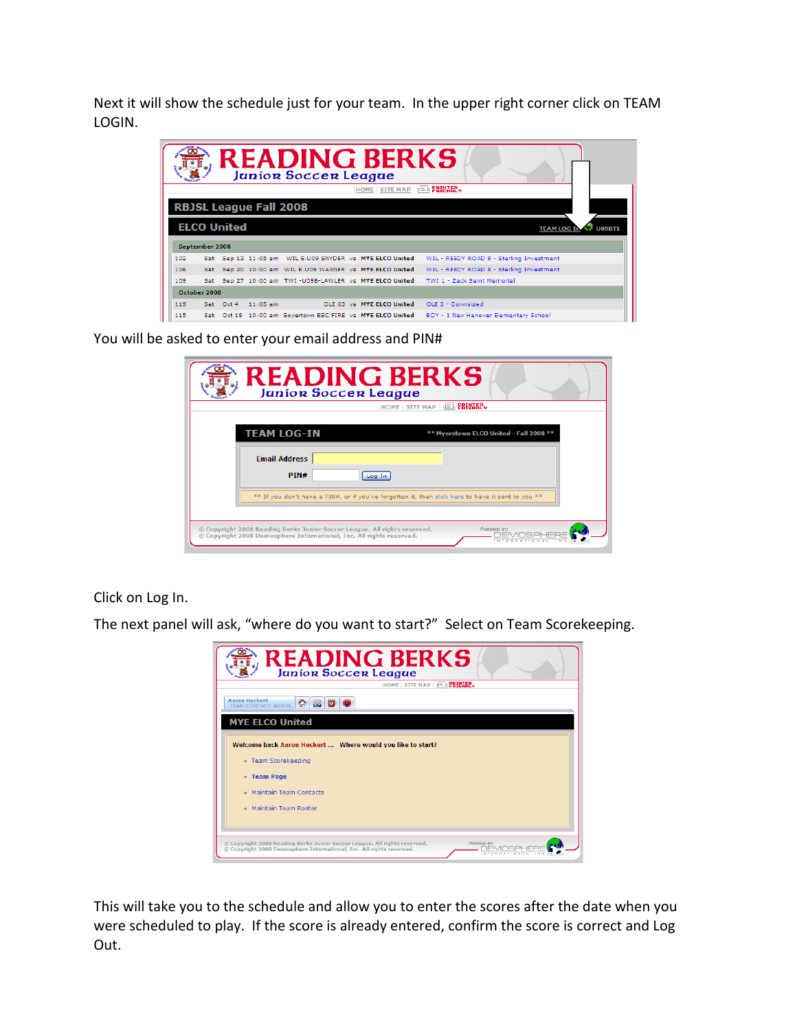Next it will show the schedule just for your team. In the upper right corner click on TEAM LOGIN.

You will be asked to enter your email address and PIN#

Click on Log In.

The next panel will ask, "where do you want to start?" Select on Team Scorekeeping.

This will take you to the schedule and allow you to enter the scores after the date when you were scheduled to play. If the score is already entered, confirm the score is correct and Log Out.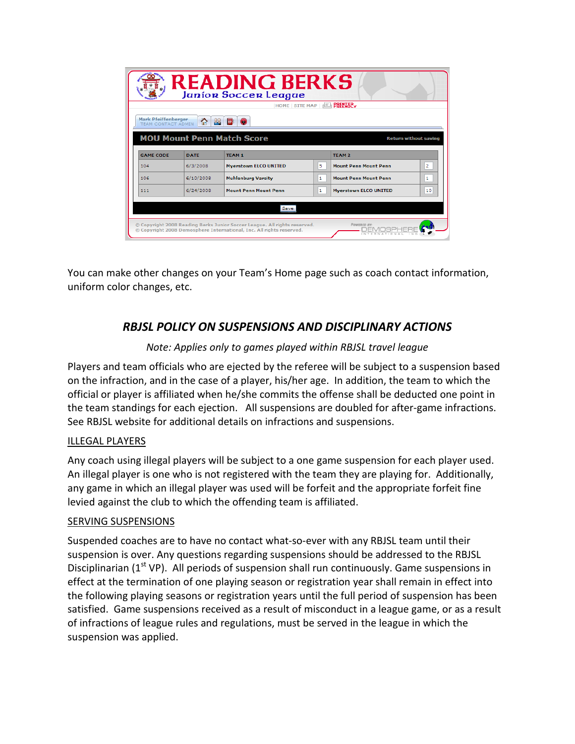READING BERKS
Junior Soccer League

HOME | SITE MAP | PRINTER FRIENDLY

Mark Pfeiffenberger
TEAM CONTACT ADMIN

MOU Mount Penn Match Score

Return without saving

| GAME CODE | DATE | TEAM 1 | | TEAM 2 | |
|---|---|---|---|---|---|
| 104 | 6/3/2008 | Myerstown ELCO UNITED | 5 | Mount Penn Mount Penn | 2 |
| 106 | 6/10/2008 | Muhlenburg Varsity | 1 | Mount Penn Mount Penn | 1 |
| 111 | 6/24/2008 | Mount Penn Mount Penn | 1 | Myerstown ELCO UNITED | 10 |

Save

© Copyright 2008 Reading Berks Junior Soccer League. All rights reserved.
© Copyright 2008 Demosphere International, Inc. All rights reserved.

POWERED BY DEMOSPHERE INTERNATIONAL INC

You can make other changes on your Team's Home page such as coach contact information, uniform color changes, etc.

## *RBJSL POLICY ON SUSPENSIONS AND DISCIPLINARY ACTIONS*

*Note: Applies only to games played within RBJSL travel league*

Players and team officials who are ejected by the referee will be subject to a suspension based on the infraction, and in the case of a player, his/her age. In addition, the team to which the official or player is affiliated when he/she commits the offense shall be deducted one point in the team standings for each ejection. All suspensions are doubled for after-game infractions. See RBJSL website for additional details on infractions and suspensions.

### ILLEGAL PLAYERS

Any coach using illegal players will be subject to a one game suspension for each player used. An illegal player is one who is not registered with the team they are playing for. Additionally, any game in which an illegal player was used will be forfeit and the appropriate forfeit fine levied against the club to which the offending team is affiliated.

### SERVING SUSPENSIONS

Suspended coaches are to have no contact what-so-ever with any RBJSL team until their suspension is over. Any questions regarding suspensions should be addressed to the RBJSL Disciplinarian (1st VP). All periods of suspension shall run continuously. Game suspensions in effect at the termination of one playing season or registration year shall remain in effect into the following playing seasons or registration years until the full period of suspension has been satisfied. Game suspensions received as a result of misconduct in a league game, or as a result of infractions of league rules and regulations, must be served in the league in which the suspension was applied.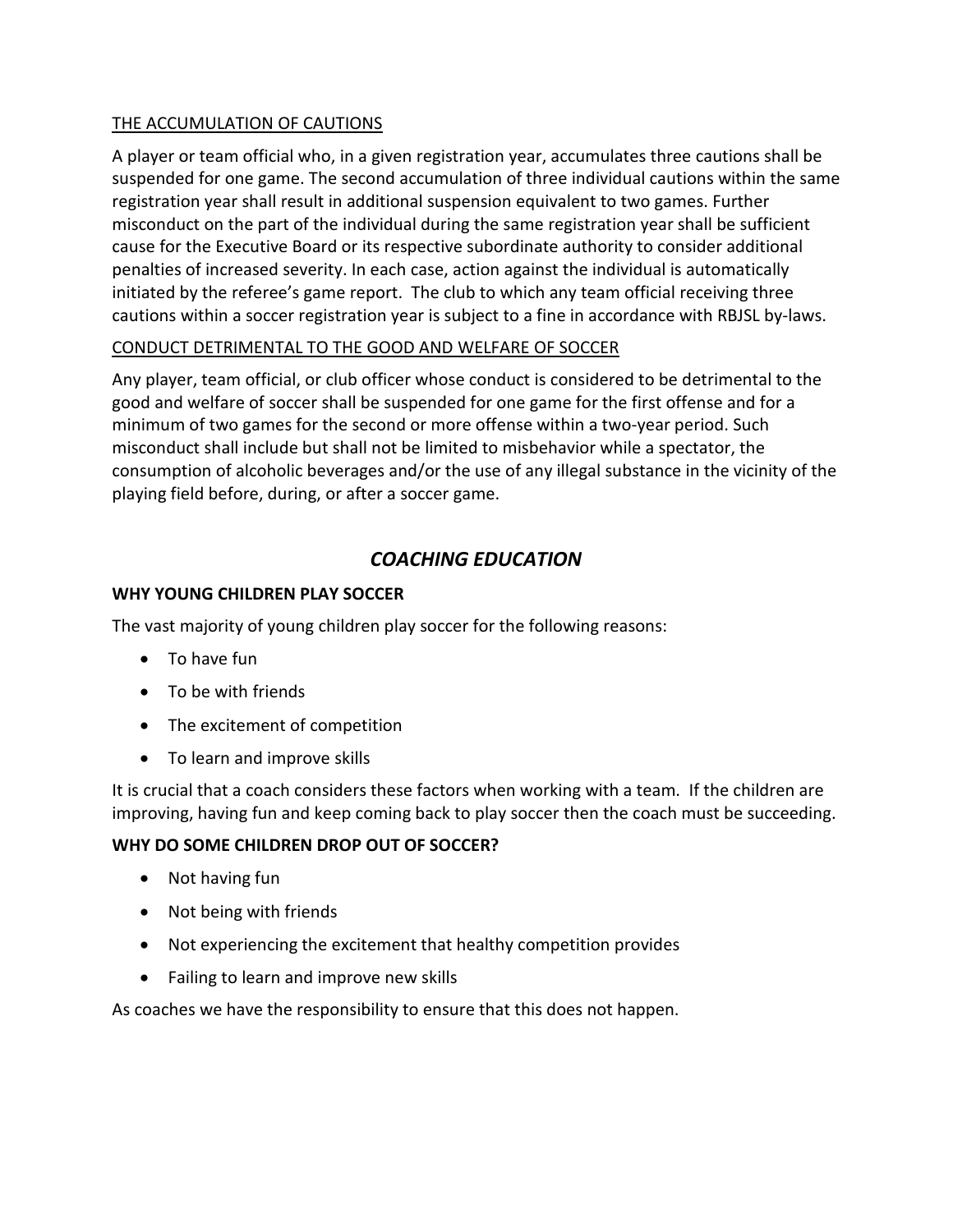THE ACCUMULATION OF CAUTIONS

A player or team official who, in a given registration year, accumulates three cautions shall be suspended for one game. The second accumulation of three individual cautions within the same registration year shall result in additional suspension equivalent to two games. Further misconduct on the part of the individual during the same registration year shall be sufficient cause for the Executive Board or its respective subordinate authority to consider additional penalties of increased severity. In each case, action against the individual is automatically initiated by the referee's game report. The club to which any team official receiving three cautions within a soccer registration year is subject to a fine in accordance with RBJSL by-laws.

CONDUCT DETRIMENTAL TO THE GOOD AND WELFARE OF SOCCER

Any player, team official, or club officer whose conduct is considered to be detrimental to the good and welfare of soccer shall be suspended for one game for the first offense and for a minimum of two games for the second or more offense within a two-year period. Such misconduct shall include but shall not be limited to misbehavior while a spectator, the consumption of alcoholic beverages and/or the use of any illegal substance in the vicinity of the playing field before, during, or after a soccer game.

## *COACHING EDUCATION*

**WHY YOUNG CHILDREN PLAY SOCCER**

The vast majority of young children play soccer for the following reasons:

- To have fun
- To be with friends
- The excitement of competition
- To learn and improve skills

It is crucial that a coach considers these factors when working with a team. If the children are improving, having fun and keep coming back to play soccer then the coach must be succeeding.

**WHY DO SOME CHILDREN DROP OUT OF SOCCER?**

- Not having fun
- Not being with friends
- Not experiencing the excitement that healthy competition provides
- Failing to learn and improve new skills

As coaches we have the responsibility to ensure that this does not happen.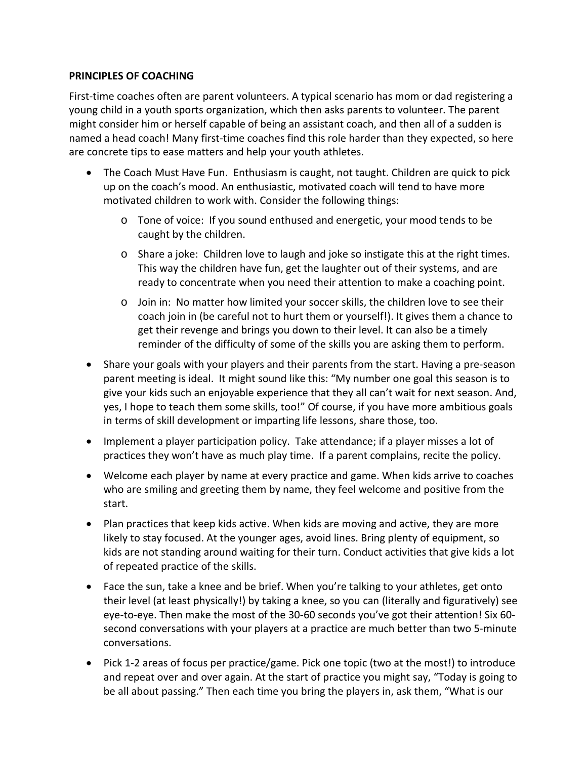**PRINCIPLES OF COACHING**

First-time coaches often are parent volunteers. A typical scenario has mom or dad registering a young child in a youth sports organization, which then asks parents to volunteer. The parent might consider him or herself capable of being an assistant coach, and then all of a sudden is named a head coach! Many first-time coaches find this role harder than they expected, so here are concrete tips to ease matters and help your youth athletes.

- The Coach Must Have Fun. Enthusiasm is caught, not taught. Children are quick to pick up on the coach's mood. An enthusiastic, motivated coach will tend to have more motivated children to work with. Consider the following things:
  - Tone of voice: If you sound enthused and energetic, your mood tends to be caught by the children.
  - Share a joke: Children love to laugh and joke so instigate this at the right times. This way the children have fun, get the laughter out of their systems, and are ready to concentrate when you need their attention to make a coaching point.
  - Join in: No matter how limited your soccer skills, the children love to see their coach join in (be careful not to hurt them or yourself!). It gives them a chance to get their revenge and brings you down to their level. It can also be a timely reminder of the difficulty of some of the skills you are asking them to perform.
- Share your goals with your players and their parents from the start. Having a pre-season parent meeting is ideal. It might sound like this: "My number one goal this season is to give your kids such an enjoyable experience that they all can't wait for next season. And, yes, I hope to teach them some skills, too!" Of course, if you have more ambitious goals in terms of skill development or imparting life lessons, share those, too.
- Implement a player participation policy. Take attendance; if a player misses a lot of practices they won't have as much play time. If a parent complains, recite the policy.
- Welcome each player by name at every practice and game. When kids arrive to coaches who are smiling and greeting them by name, they feel welcome and positive from the start.
- Plan practices that keep kids active. When kids are moving and active, they are more likely to stay focused. At the younger ages, avoid lines. Bring plenty of equipment, so kids are not standing around waiting for their turn. Conduct activities that give kids a lot of repeated practice of the skills.
- Face the sun, take a knee and be brief. When you're talking to your athletes, get onto their level (at least physically!) by taking a knee, so you can (literally and figuratively) see eye-to-eye. Then make the most of the 30-60 seconds you've got their attention! Six 60-second conversations with your players at a practice are much better than two 5-minute conversations.
- Pick 1-2 areas of focus per practice/game. Pick one topic (two at the most!) to introduce and repeat over and over again. At the start of practice you might say, "Today is going to be all about passing." Then each time you bring the players in, ask them, "What is our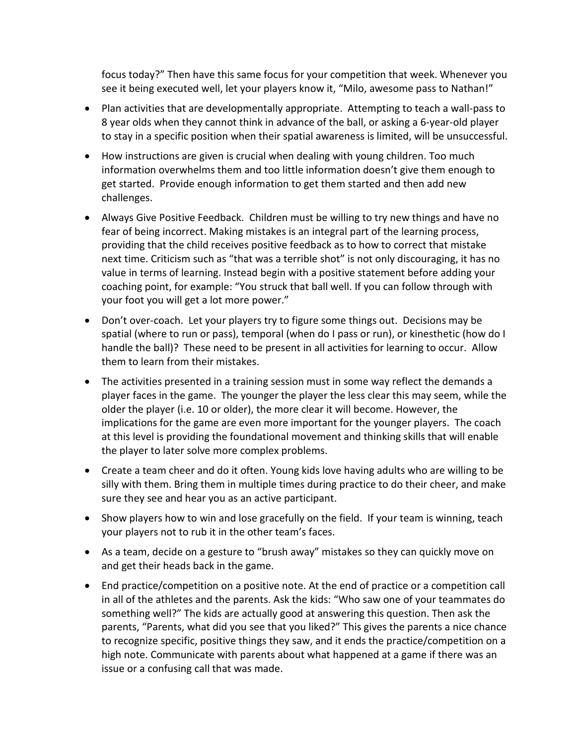focus today?" Then have this same focus for your competition that week. Whenever you see it being executed well, let your players know it, "Milo, awesome pass to Nathan!"

- Plan activities that are developmentally appropriate. Attempting to teach a wall-pass to 8 year olds when they cannot think in advance of the ball, or asking a 6-year-old player to stay in a specific position when their spatial awareness is limited, will be unsuccessful.
- How instructions are given is crucial when dealing with young children. Too much information overwhelms them and too little information doesn't give them enough to get started. Provide enough information to get them started and then add new challenges.
- Always Give Positive Feedback. Children must be willing to try new things and have no fear of being incorrect. Making mistakes is an integral part of the learning process, providing that the child receives positive feedback as to how to correct that mistake next time. Criticism such as "that was a terrible shot" is not only discouraging, it has no value in terms of learning. Instead begin with a positive statement before adding your coaching point, for example: "You struck that ball well. If you can follow through with your foot you will get a lot more power."
- Don't over-coach. Let your players try to figure some things out. Decisions may be spatial (where to run or pass), temporal (when do I pass or run), or kinesthetic (how do I handle the ball)? These need to be present in all activities for learning to occur. Allow them to learn from their mistakes.
- The activities presented in a training session must in some way reflect the demands a player faces in the game. The younger the player the less clear this may seem, while the older the player (i.e. 10 or older), the more clear it will become. However, the implications for the game are even more important for the younger players. The coach at this level is providing the foundational movement and thinking skills that will enable the player to later solve more complex problems.
- Create a team cheer and do it often. Young kids love having adults who are willing to be silly with them. Bring them in multiple times during practice to do their cheer, and make sure they see and hear you as an active participant.
- Show players how to win and lose gracefully on the field. If your team is winning, teach your players not to rub it in the other team's faces.
- As a team, decide on a gesture to "brush away" mistakes so they can quickly move on and get their heads back in the game.
- End practice/competition on a positive note. At the end of practice or a competition call in all of the athletes and the parents. Ask the kids: "Who saw one of your teammates do something well?" The kids are actually good at answering this question. Then ask the parents, "Parents, what did you see that you liked?" This gives the parents a nice chance to recognize specific, positive things they saw, and it ends the practice/competition on a high note. Communicate with parents about what happened at a game if there was an issue or a confusing call that was made.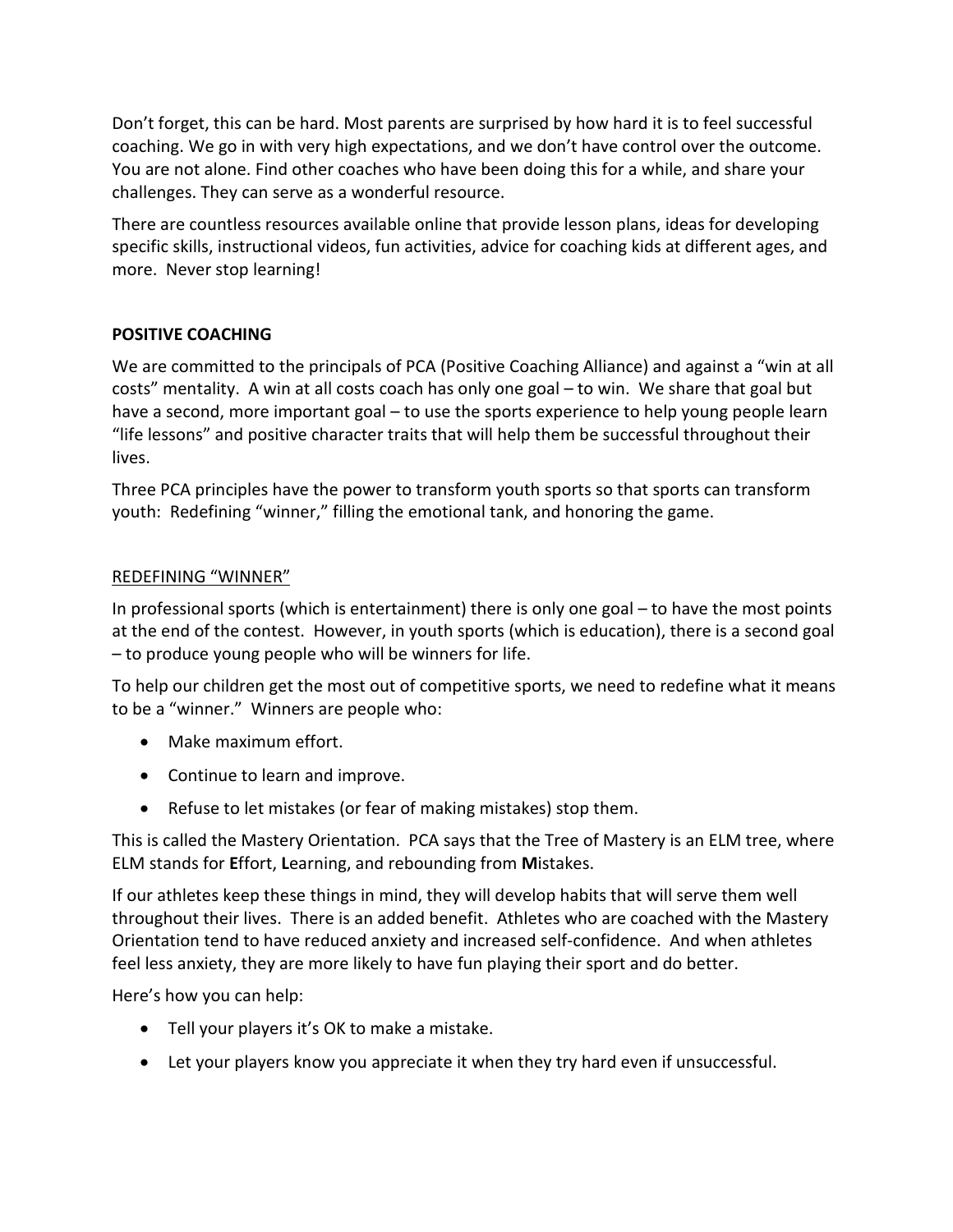Don't forget, this can be hard. Most parents are surprised by how hard it is to feel successful coaching. We go in with very high expectations, and we don't have control over the outcome. You are not alone. Find other coaches who have been doing this for a while, and share your challenges. They can serve as a wonderful resource.

There are countless resources available online that provide lesson plans, ideas for developing specific skills, instructional videos, fun activities, advice for coaching kids at different ages, and more. Never stop learning!

## POSITIVE COACHING

We are committed to the principals of PCA (Positive Coaching Alliance) and against a "win at all costs" mentality. A win at all costs coach has only one goal – to win. We share that goal but have a second, more important goal – to use the sports experience to help young people learn "life lessons" and positive character traits that will help them be successful throughout their lives.

Three PCA principles have the power to transform youth sports so that sports can transform youth: Redefining "winner," filling the emotional tank, and honoring the game.

### REDEFINING "WINNER"

In professional sports (which is entertainment) there is only one goal – to have the most points at the end of the contest. However, in youth sports (which is education), there is a second goal – to produce young people who will be winners for life.

To help our children get the most out of competitive sports, we need to redefine what it means to be a "winner." Winners are people who:

- Make maximum effort.
- Continue to learn and improve.
- Refuse to let mistakes (or fear of making mistakes) stop them.

This is called the Mastery Orientation. PCA says that the Tree of Mastery is an ELM tree, where ELM stands for **E**ffort, **L**earning, and rebounding from **M**istakes.

If our athletes keep these things in mind, they will develop habits that will serve them well throughout their lives. There is an added benefit. Athletes who are coached with the Mastery Orientation tend to have reduced anxiety and increased self-confidence. And when athletes feel less anxiety, they are more likely to have fun playing their sport and do better.

Here's how you can help:

- Tell your players it's OK to make a mistake.
- Let your players know you appreciate it when they try hard even if unsuccessful.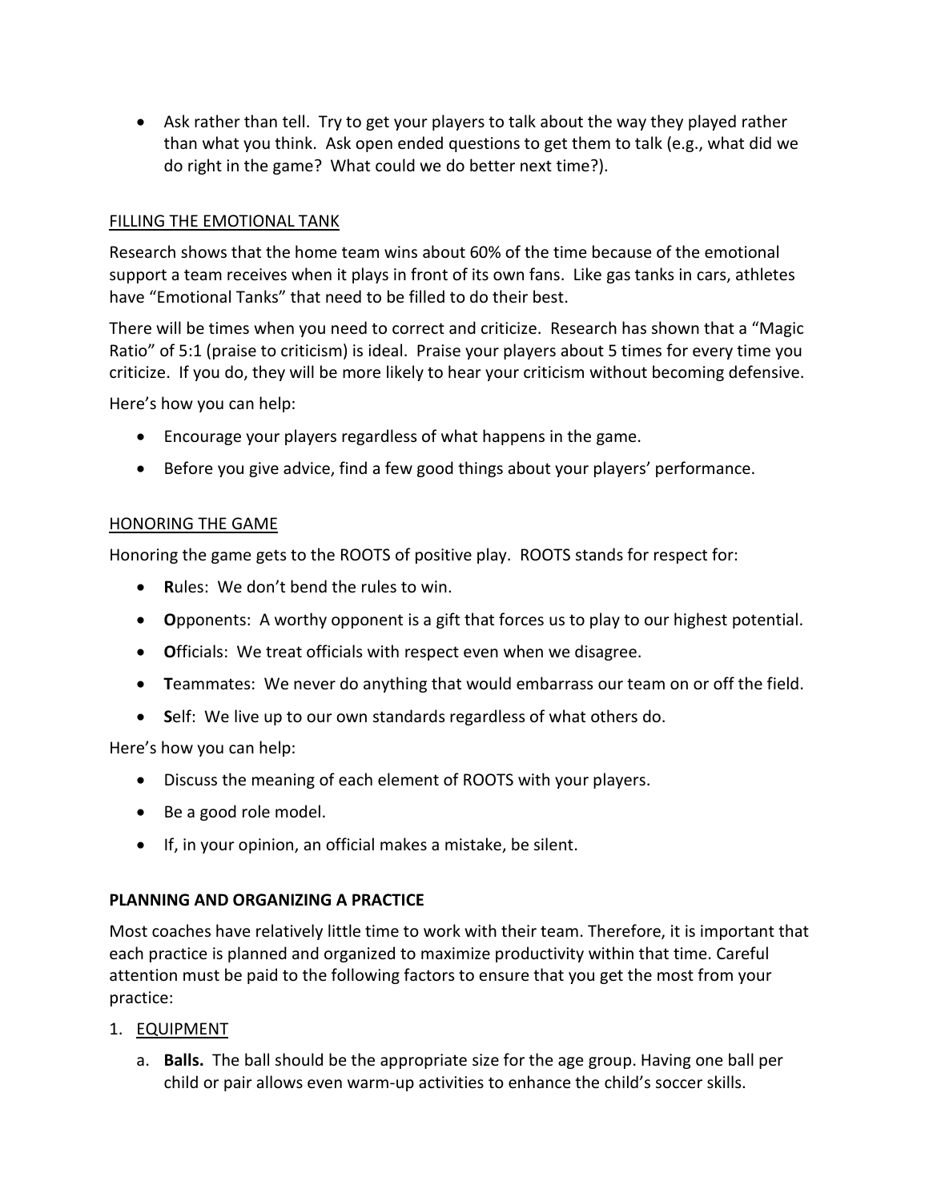- Ask rather than tell. Try to get your players to talk about the way they played rather than what you think. Ask open ended questions to get them to talk (e.g., what did we do right in the game? What could we do better next time?).

<u>FILLING THE EMOTIONAL TANK</u>

Research shows that the home team wins about 60% of the time because of the emotional support a team receives when it plays in front of its own fans. Like gas tanks in cars, athletes have "Emotional Tanks" that need to be filled to do their best.

There will be times when you need to correct and criticize. Research has shown that a "Magic Ratio" of 5:1 (praise to criticism) is ideal. Praise your players about 5 times for every time you criticize. If you do, they will be more likely to hear your criticism without becoming defensive.

Here's how you can help:

- Encourage your players regardless of what happens in the game.
- Before you give advice, find a few good things about your players' performance.

<u>HONORING THE GAME</u>

Honoring the game gets to the ROOTS of positive play. ROOTS stands for respect for:

- **R**ules: We don't bend the rules to win.
- **O**pponents: A worthy opponent is a gift that forces us to play to our highest potential.
- **O**fficials: We treat officials with respect even when we disagree.
- **T**eammates: We never do anything that would embarrass our team on or off the field.
- **S**elf: We live up to our own standards regardless of what others do.

Here's how you can help:

- Discuss the meaning of each element of ROOTS with your players.
- Be a good role model.
- If, in your opinion, an official makes a mistake, be silent.

**PLANNING AND ORGANIZING A PRACTICE**

Most coaches have relatively little time to work with their team. Therefore, it is important that each practice is planned and organized to maximize productivity within that time. Careful attention must be paid to the following factors to ensure that you get the most from your practice:

1. <u>EQUIPMENT</u>
   a. **Balls.** The ball should be the appropriate size for the age group. Having one ball per child or pair allows even warm-up activities to enhance the child's soccer skills.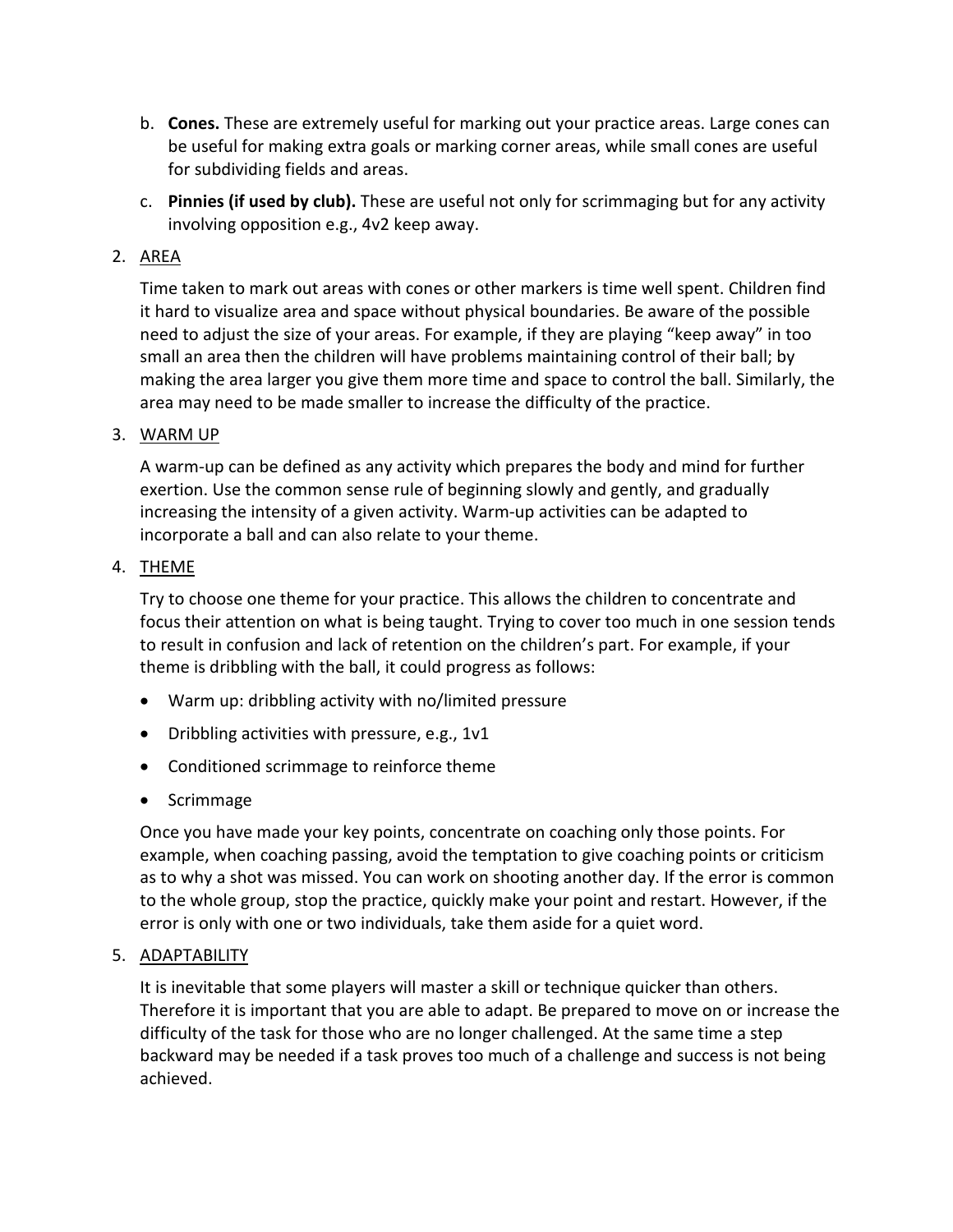b. **Cones.** These are extremely useful for marking out your practice areas. Large cones can be useful for making extra goals or marking corner areas, while small cones are useful for subdividing fields and areas.

c. **Pinnies (if used by club).** These are useful not only for scrimmaging but for any activity involving opposition e.g., 4v2 keep away.

2. <u>AREA</u>

   Time taken to mark out areas with cones or other markers is time well spent. Children find it hard to visualize area and space without physical boundaries. Be aware of the possible need to adjust the size of your areas. For example, if they are playing "keep away" in too small an area then the children will have problems maintaining control of their ball; by making the area larger you give them more time and space to control the ball. Similarly, the area may need to be made smaller to increase the difficulty of the practice.

3. <u>WARM UP</u>

   A warm-up can be defined as any activity which prepares the body and mind for further exertion. Use the common sense rule of beginning slowly and gently, and gradually increasing the intensity of a given activity. Warm-up activities can be adapted to incorporate a ball and can also relate to your theme.

4. <u>THEME</u>

   Try to choose one theme for your practice. This allows the children to concentrate and focus their attention on what is being taught. Trying to cover too much in one session tends to result in confusion and lack of retention on the children's part. For example, if your theme is dribbling with the ball, it could progress as follows:

   - Warm up: dribbling activity with no/limited pressure
   - Dribbling activities with pressure, e.g., 1v1
   - Conditioned scrimmage to reinforce theme
   - Scrimmage

   Once you have made your key points, concentrate on coaching only those points. For example, when coaching passing, avoid the temptation to give coaching points or criticism as to why a shot was missed. You can work on shooting another day. If the error is common to the whole group, stop the practice, quickly make your point and restart. However, if the error is only with one or two individuals, take them aside for a quiet word.

5. <u>ADAPTABILITY</u>

   It is inevitable that some players will master a skill or technique quicker than others. Therefore it is important that you are able to adapt. Be prepared to move on or increase the difficulty of the task for those who are no longer challenged. At the same time a step backward may be needed if a task proves too much of a challenge and success is not being achieved.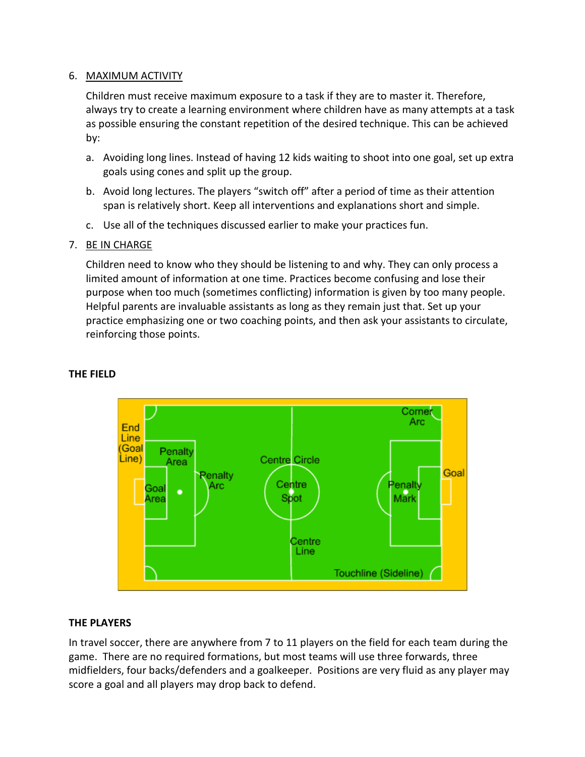6. MAXIMUM ACTIVITY

   Children must receive maximum exposure to a task if they are to master it. Therefore, always try to create a learning environment where children have as many attempts at a task as possible ensuring the constant repetition of the desired technique. This can be achieved by:

   a. Avoiding long lines. Instead of having 12 kids waiting to shoot into one goal, set up extra goals using cones and split up the group.
   b. Avoid long lectures. The players "switch off" after a period of time as their attention span is relatively short. Keep all interventions and explanations short and simple.
   c. Use all of the techniques discussed earlier to make your practices fun.

7. BE IN CHARGE

   Children need to know who they should be listening to and why. They can only process a limited amount of information at one time. Practices become confusing and lose their purpose when too much (sometimes conflicting) information is given by too many people. Helpful parents are invaluable assistants as long as they remain just that. Set up your practice emphasizing one or two coaching points, and then ask your assistants to circulate, reinforcing those points.

**THE FIELD**

End Line (Goal Line)
Penalty Area
Goal Area
Penalty Arc
Centre Circle
Centre Spot
Centre Line
Corner Arc
Goal
Penalty Mark
Touchline (Sideline)

**THE PLAYERS**

In travel soccer, there are anywhere from 7 to 11 players on the field for each team during the game. There are no required formations, but most teams will use three forwards, three midfielders, four backs/defenders and a goalkeeper. Positions are very fluid as any player may score a goal and all players may drop back to defend.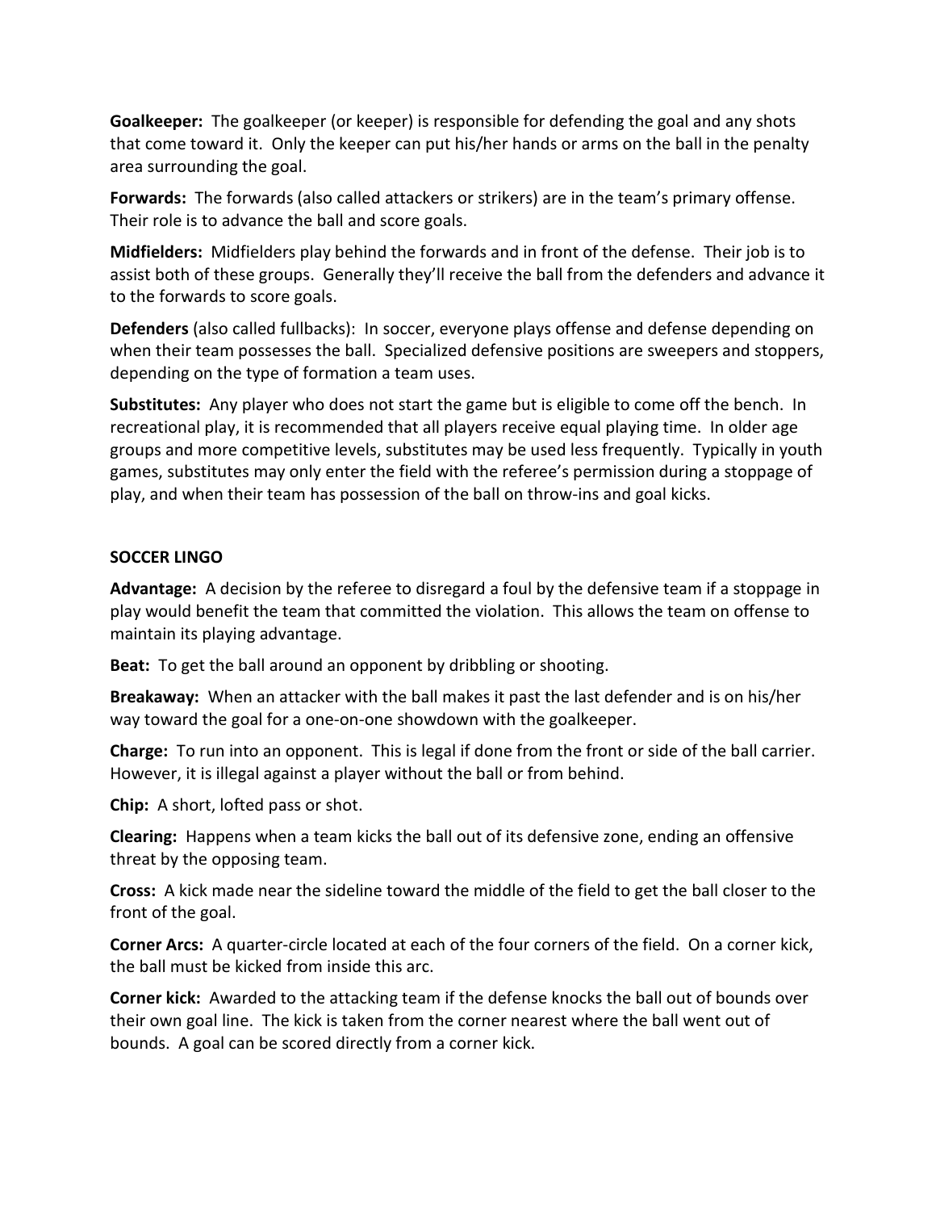**Goalkeeper:** The goalkeeper (or keeper) is responsible for defending the goal and any shots that come toward it. Only the keeper can put his/her hands or arms on the ball in the penalty area surrounding the goal.

**Forwards:** The forwards (also called attackers or strikers) are in the team's primary offense. Their role is to advance the ball and score goals.

**Midfielders:** Midfielders play behind the forwards and in front of the defense. Their job is to assist both of these groups. Generally they'll receive the ball from the defenders and advance it to the forwards to score goals.

**Defenders** (also called fullbacks): In soccer, everyone plays offense and defense depending on when their team possesses the ball. Specialized defensive positions are sweepers and stoppers, depending on the type of formation a team uses.

**Substitutes:** Any player who does not start the game but is eligible to come off the bench. In recreational play, it is recommended that all players receive equal playing time. In older age groups and more competitive levels, substitutes may be used less frequently. Typically in youth games, substitutes may only enter the field with the referee's permission during a stoppage of play, and when their team has possession of the ball on throw-ins and goal kicks.

## SOCCER LINGO

**Advantage:** A decision by the referee to disregard a foul by the defensive team if a stoppage in play would benefit the team that committed the violation. This allows the team on offense to maintain its playing advantage.

**Beat:** To get the ball around an opponent by dribbling or shooting.

**Breakaway:** When an attacker with the ball makes it past the last defender and is on his/her way toward the goal for a one-on-one showdown with the goalkeeper.

**Charge:** To run into an opponent. This is legal if done from the front or side of the ball carrier. However, it is illegal against a player without the ball or from behind.

**Chip:** A short, lofted pass or shot.

**Clearing:** Happens when a team kicks the ball out of its defensive zone, ending an offensive threat by the opposing team.

**Cross:** A kick made near the sideline toward the middle of the field to get the ball closer to the front of the goal.

**Corner Arcs:** A quarter-circle located at each of the four corners of the field. On a corner kick, the ball must be kicked from inside this arc.

**Corner kick:** Awarded to the attacking team if the defense knocks the ball out of bounds over their own goal line. The kick is taken from the corner nearest where the ball went out of bounds. A goal can be scored directly from a corner kick.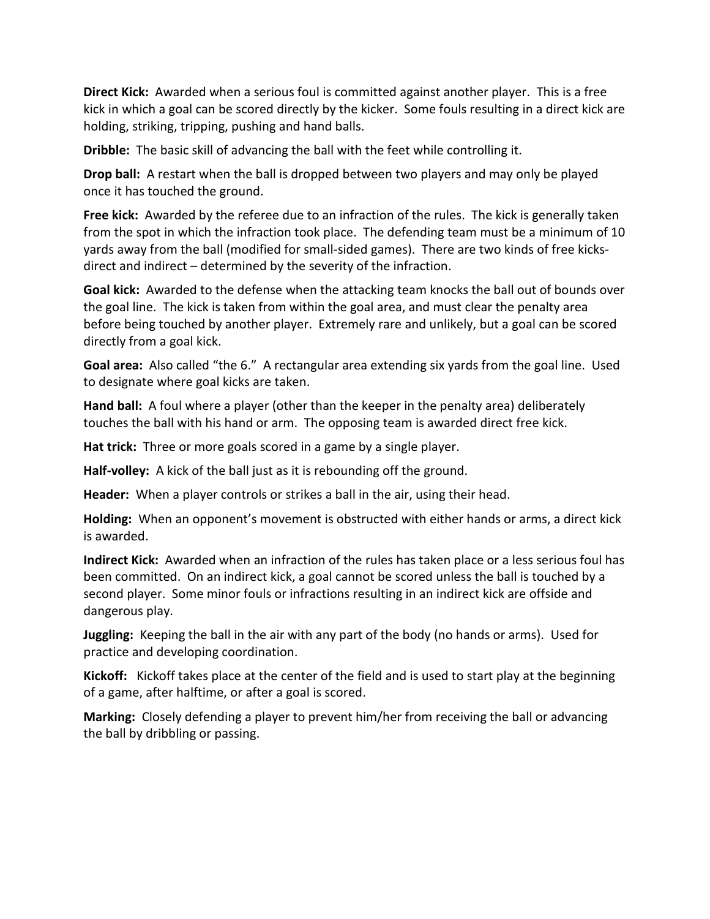**Direct Kick:** Awarded when a serious foul is committed against another player. This is a free kick in which a goal can be scored directly by the kicker. Some fouls resulting in a direct kick are holding, striking, tripping, pushing and hand balls.

**Dribble:** The basic skill of advancing the ball with the feet while controlling it.

**Drop ball:** A restart when the ball is dropped between two players and may only be played once it has touched the ground.

**Free kick:** Awarded by the referee due to an infraction of the rules. The kick is generally taken from the spot in which the infraction took place. The defending team must be a minimum of 10 yards away from the ball (modified for small-sided games). There are two kinds of free kicks- direct and indirect – determined by the severity of the infraction.

**Goal kick:** Awarded to the defense when the attacking team knocks the ball out of bounds over the goal line. The kick is taken from within the goal area, and must clear the penalty area before being touched by another player. Extremely rare and unlikely, but a goal can be scored directly from a goal kick.

**Goal area:** Also called "the 6." A rectangular area extending six yards from the goal line. Used to designate where goal kicks are taken.

**Hand ball:** A foul where a player (other than the keeper in the penalty area) deliberately touches the ball with his hand or arm. The opposing team is awarded direct free kick.

**Hat trick:** Three or more goals scored in a game by a single player.

**Half-volley:** A kick of the ball just as it is rebounding off the ground.

**Header:** When a player controls or strikes a ball in the air, using their head.

**Holding:** When an opponent's movement is obstructed with either hands or arms, a direct kick is awarded.

**Indirect Kick:** Awarded when an infraction of the rules has taken place or a less serious foul has been committed. On an indirect kick, a goal cannot be scored unless the ball is touched by a second player. Some minor fouls or infractions resulting in an indirect kick are offside and dangerous play.

**Juggling:** Keeping the ball in the air with any part of the body (no hands or arms). Used for practice and developing coordination.

**Kickoff:** Kickoff takes place at the center of the field and is used to start play at the beginning of a game, after halftime, or after a goal is scored.

**Marking:** Closely defending a player to prevent him/her from receiving the ball or advancing the ball by dribbling or passing.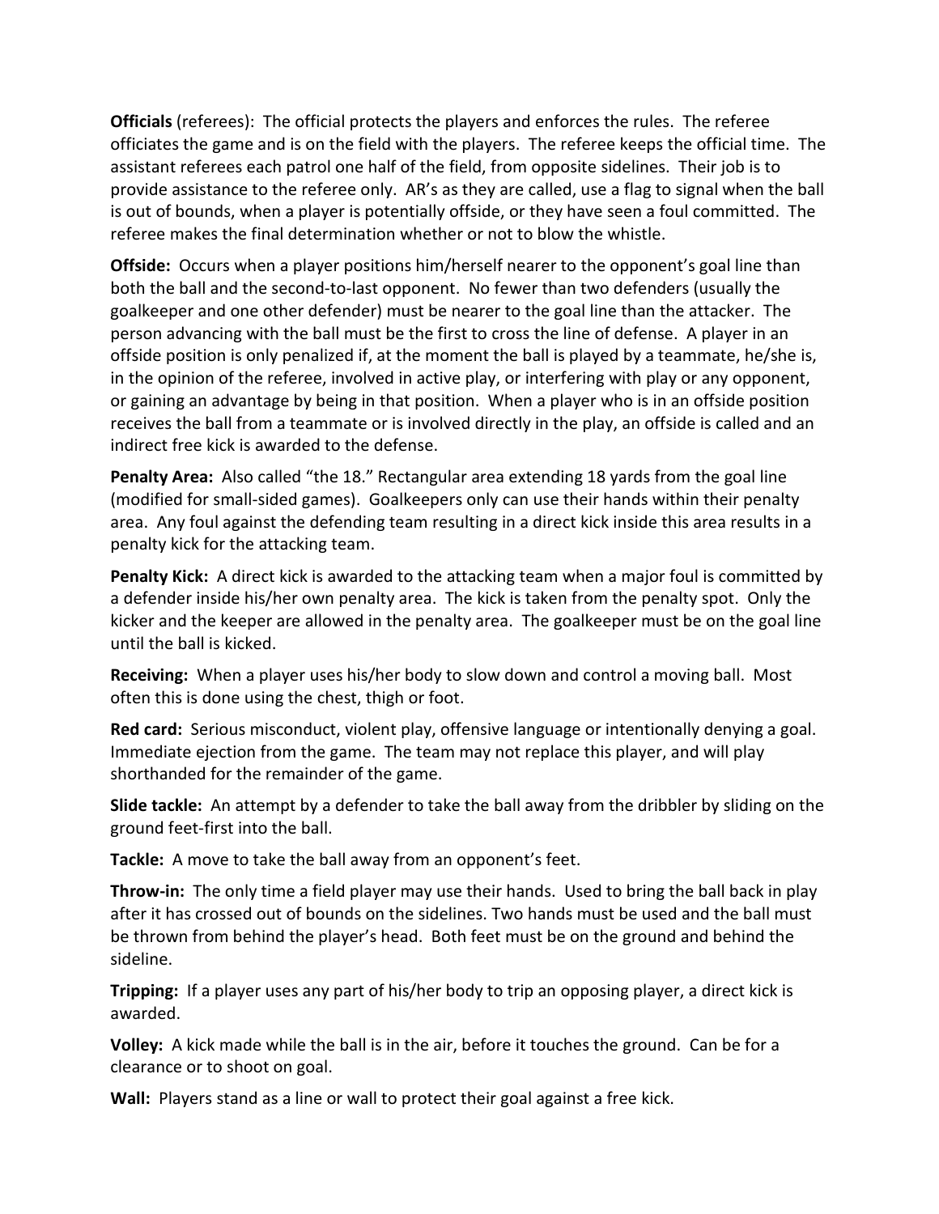**Officials** (referees): The official protects the players and enforces the rules. The referee officiates the game and is on the field with the players. The referee keeps the official time. The assistant referees each patrol one half of the field, from opposite sidelines. Their job is to provide assistance to the referee only. AR's as they are called, use a flag to signal when the ball is out of bounds, when a player is potentially offside, or they have seen a foul committed. The referee makes the final determination whether or not to blow the whistle.

**Offside:** Occurs when a player positions him/herself nearer to the opponent's goal line than both the ball and the second-to-last opponent. No fewer than two defenders (usually the goalkeeper and one other defender) must be nearer to the goal line than the attacker. The person advancing with the ball must be the first to cross the line of defense. A player in an offside position is only penalized if, at the moment the ball is played by a teammate, he/she is, in the opinion of the referee, involved in active play, or interfering with play or any opponent, or gaining an advantage by being in that position. When a player who is in an offside position receives the ball from a teammate or is involved directly in the play, an offside is called and an indirect free kick is awarded to the defense.

**Penalty Area:** Also called "the 18." Rectangular area extending 18 yards from the goal line (modified for small-sided games). Goalkeepers only can use their hands within their penalty area. Any foul against the defending team resulting in a direct kick inside this area results in a penalty kick for the attacking team.

**Penalty Kick:** A direct kick is awarded to the attacking team when a major foul is committed by a defender inside his/her own penalty area. The kick is taken from the penalty spot. Only the kicker and the keeper are allowed in the penalty area. The goalkeeper must be on the goal line until the ball is kicked.

**Receiving:** When a player uses his/her body to slow down and control a moving ball. Most often this is done using the chest, thigh or foot.

**Red card:** Serious misconduct, violent play, offensive language or intentionally denying a goal. Immediate ejection from the game. The team may not replace this player, and will play shorthanded for the remainder of the game.

**Slide tackle:** An attempt by a defender to take the ball away from the dribbler by sliding on the ground feet-first into the ball.

**Tackle:** A move to take the ball away from an opponent's feet.

**Throw-in:** The only time a field player may use their hands. Used to bring the ball back in play after it has crossed out of bounds on the sidelines. Two hands must be used and the ball must be thrown from behind the player's head. Both feet must be on the ground and behind the sideline.

**Tripping:** If a player uses any part of his/her body to trip an opposing player, a direct kick is awarded.

**Volley:** A kick made while the ball is in the air, before it touches the ground. Can be for a clearance or to shoot on goal.

**Wall:** Players stand as a line or wall to protect their goal against a free kick.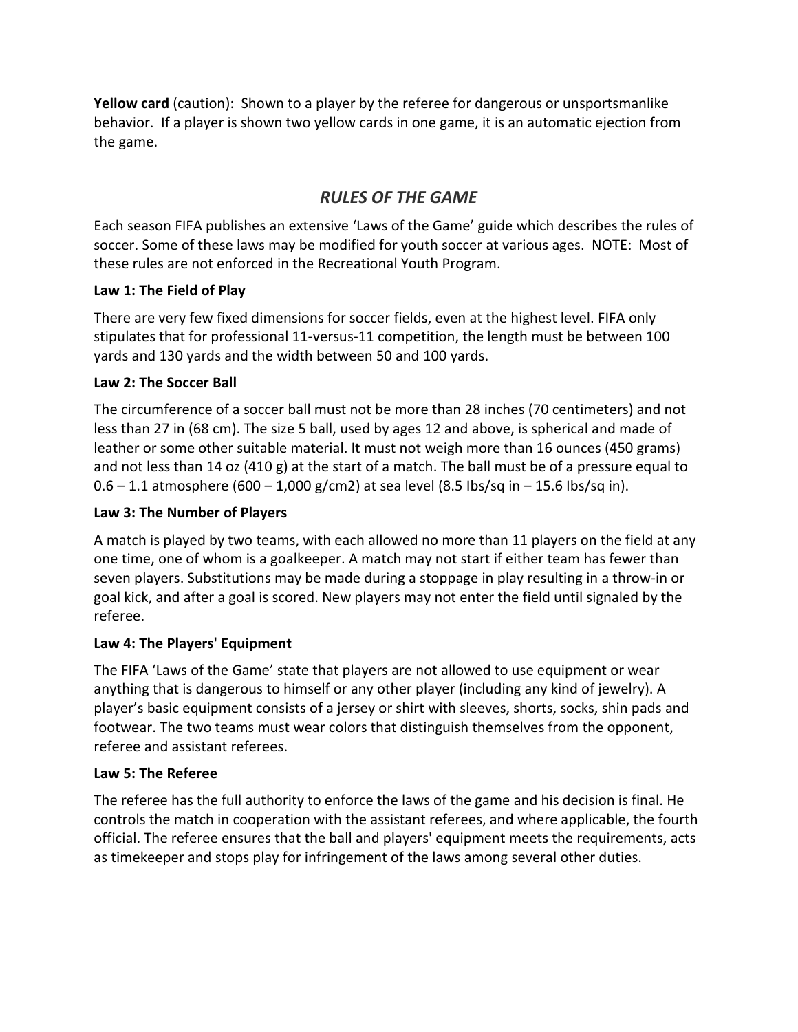**Yellow card** (caution): Shown to a player by the referee for dangerous or unsportsmanlike behavior. If a player is shown two yellow cards in one game, it is an automatic ejection from the game.

## *RULES OF THE GAME*

Each season FIFA publishes an extensive 'Laws of the Game' guide which describes the rules of soccer. Some of these laws may be modified for youth soccer at various ages. NOTE: Most of these rules are not enforced in the Recreational Youth Program.

**Law 1: The Field of Play**

There are very few fixed dimensions for soccer fields, even at the highest level. FIFA only stipulates that for professional 11-versus-11 competition, the length must be between 100 yards and 130 yards and the width between 50 and 100 yards.

**Law 2: The Soccer Ball**

The circumference of a soccer ball must not be more than 28 inches (70 centimeters) and not less than 27 in (68 cm). The size 5 ball, used by ages 12 and above, is spherical and made of leather or some other suitable material. It must not weigh more than 16 ounces (450 grams) and not less than 14 oz (410 g) at the start of a match. The ball must be of a pressure equal to 0.6 – 1.1 atmosphere (600 – 1,000 g/cm2) at sea level (8.5 Ibs/sq in – 15.6 Ibs/sq in).

**Law 3: The Number of Players**

A match is played by two teams, with each allowed no more than 11 players on the field at any one time, one of whom is a goalkeeper. A match may not start if either team has fewer than seven players. Substitutions may be made during a stoppage in play resulting in a throw-in or goal kick, and after a goal is scored. New players may not enter the field until signaled by the referee.

**Law 4: The Players' Equipment**

The FIFA 'Laws of the Game' state that players are not allowed to use equipment or wear anything that is dangerous to himself or any other player (including any kind of jewelry). A player's basic equipment consists of a jersey or shirt with sleeves, shorts, socks, shin pads and footwear. The two teams must wear colors that distinguish themselves from the opponent, referee and assistant referees.

**Law 5: The Referee**

The referee has the full authority to enforce the laws of the game and his decision is final. He controls the match in cooperation with the assistant referees, and where applicable, the fourth official. The referee ensures that the ball and players' equipment meets the requirements, acts as timekeeper and stops play for infringement of the laws among several other duties.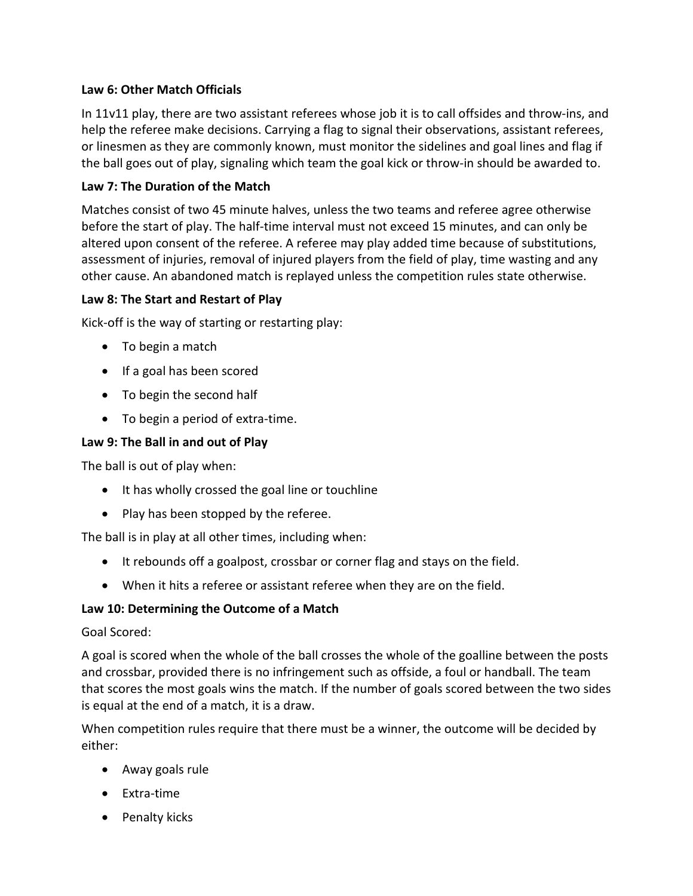**Law 6: Other Match Officials**

In 11v11 play, there are two assistant referees whose job it is to call offsides and throw-ins, and help the referee make decisions. Carrying a flag to signal their observations, assistant referees, or linesmen as they are commonly known, must monitor the sidelines and goal lines and flag if the ball goes out of play, signaling which team the goal kick or throw-in should be awarded to.

**Law 7: The Duration of the Match**

Matches consist of two 45 minute halves, unless the two teams and referee agree otherwise before the start of play. The half-time interval must not exceed 15 minutes, and can only be altered upon consent of the referee. A referee may play added time because of substitutions, assessment of injuries, removal of injured players from the field of play, time wasting and any other cause. An abandoned match is replayed unless the competition rules state otherwise.

**Law 8: The Start and Restart of Play**

Kick-off is the way of starting or restarting play:

- To begin a match
- If a goal has been scored
- To begin the second half
- To begin a period of extra-time.

**Law 9: The Ball in and out of Play**

The ball is out of play when:

- It has wholly crossed the goal line or touchline
- Play has been stopped by the referee.

The ball is in play at all other times, including when:

- It rebounds off a goalpost, crossbar or corner flag and stays on the field.
- When it hits a referee or assistant referee when they are on the field.

**Law 10: Determining the Outcome of a Match**

Goal Scored:

A goal is scored when the whole of the ball crosses the whole of the goalline between the posts and crossbar, provided there is no infringement such as offside, a foul or handball. The team that scores the most goals wins the match. If the number of goals scored between the two sides is equal at the end of a match, it is a draw.

When competition rules require that there must be a winner, the outcome will be decided by either:

- Away goals rule
- Extra-time
- Penalty kicks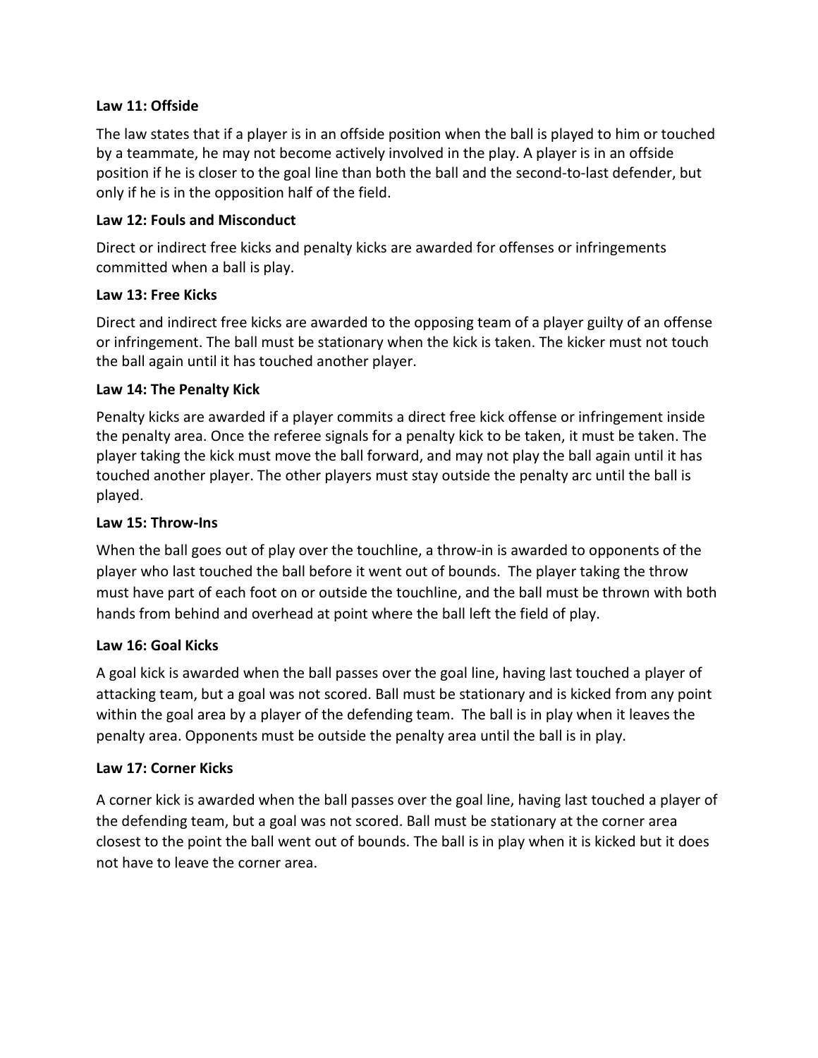**Law 11: Offside**

The law states that if a player is in an offside position when the ball is played to him or touched by a teammate, he may not become actively involved in the play. A player is in an offside position if he is closer to the goal line than both the ball and the second-to-last defender, but only if he is in the opposition half of the field.

**Law 12: Fouls and Misconduct**

Direct or indirect free kicks and penalty kicks are awarded for offenses or infringements committed when a ball is play.

**Law 13: Free Kicks**

Direct and indirect free kicks are awarded to the opposing team of a player guilty of an offense or infringement. The ball must be stationary when the kick is taken. The kicker must not touch the ball again until it has touched another player.

**Law 14: The Penalty Kick**

Penalty kicks are awarded if a player commits a direct free kick offense or infringement inside the penalty area. Once the referee signals for a penalty kick to be taken, it must be taken. The player taking the kick must move the ball forward, and may not play the ball again until it has touched another player. The other players must stay outside the penalty arc until the ball is played.

**Law 15: Throw-Ins**

When the ball goes out of play over the touchline, a throw-in is awarded to opponents of the player who last touched the ball before it went out of bounds. The player taking the throw must have part of each foot on or outside the touchline, and the ball must be thrown with both hands from behind and overhead at point where the ball left the field of play.

**Law 16: Goal Kicks**

A goal kick is awarded when the ball passes over the goal line, having last touched a player of attacking team, but a goal was not scored. Ball must be stationary and is kicked from any point within the goal area by a player of the defending team. The ball is in play when it leaves the penalty area. Opponents must be outside the penalty area until the ball is in play.

**Law 17: Corner Kicks**

A corner kick is awarded when the ball passes over the goal line, having last touched a player of the defending team, but a goal was not scored. Ball must be stationary at the corner area closest to the point the ball went out of bounds. The ball is in play when it is kicked but it does not have to leave the corner area.